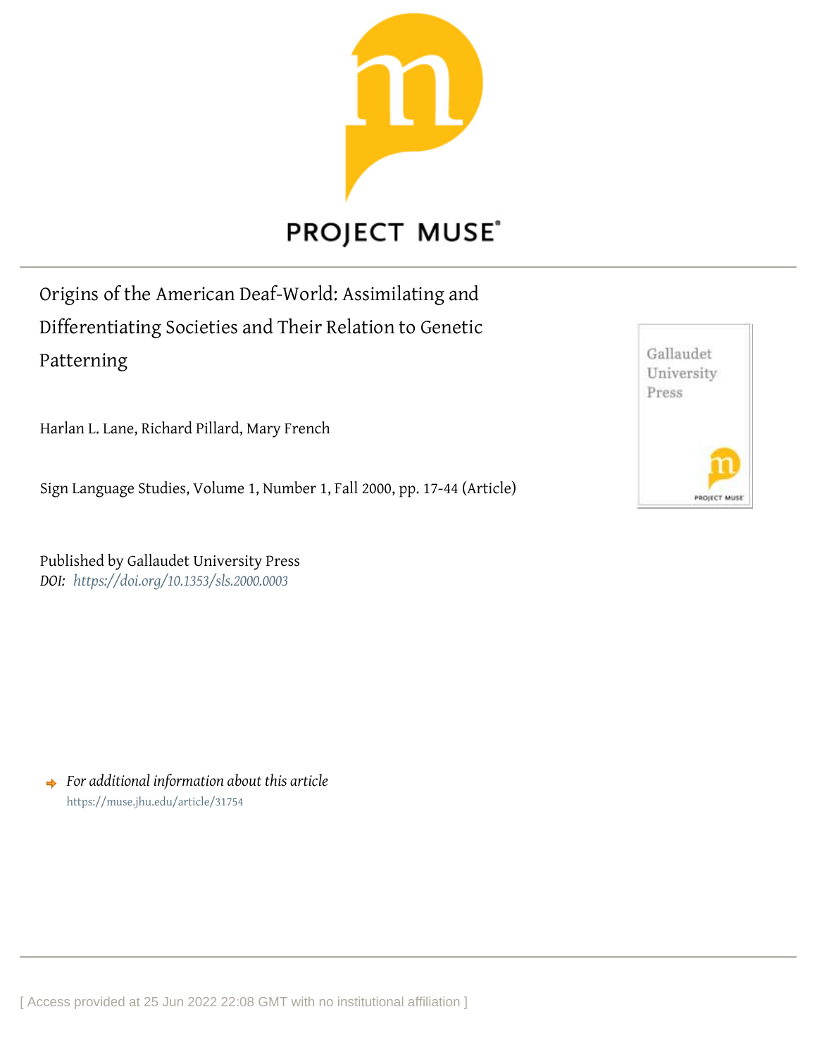PROJECT MUSE®

# Origins of the American Deaf-World: Assimilating and Differentiating Societies and Their Relation to Genetic Patterning

Harlan L. Lane, Richard Pillard, Mary French

Sign Language Studies, Volume 1, Number 1, Fall 2000, pp. 17-44 (Article)

Published by Gallaudet University Press

*DOI: https://doi.org/10.1353/sls.2000.0003*

*For additional information about this article*

https://muse.jhu.edu/article/31754

[ Access provided at 25 Jun 2022 22:08 GMT with no institutional affiliation ]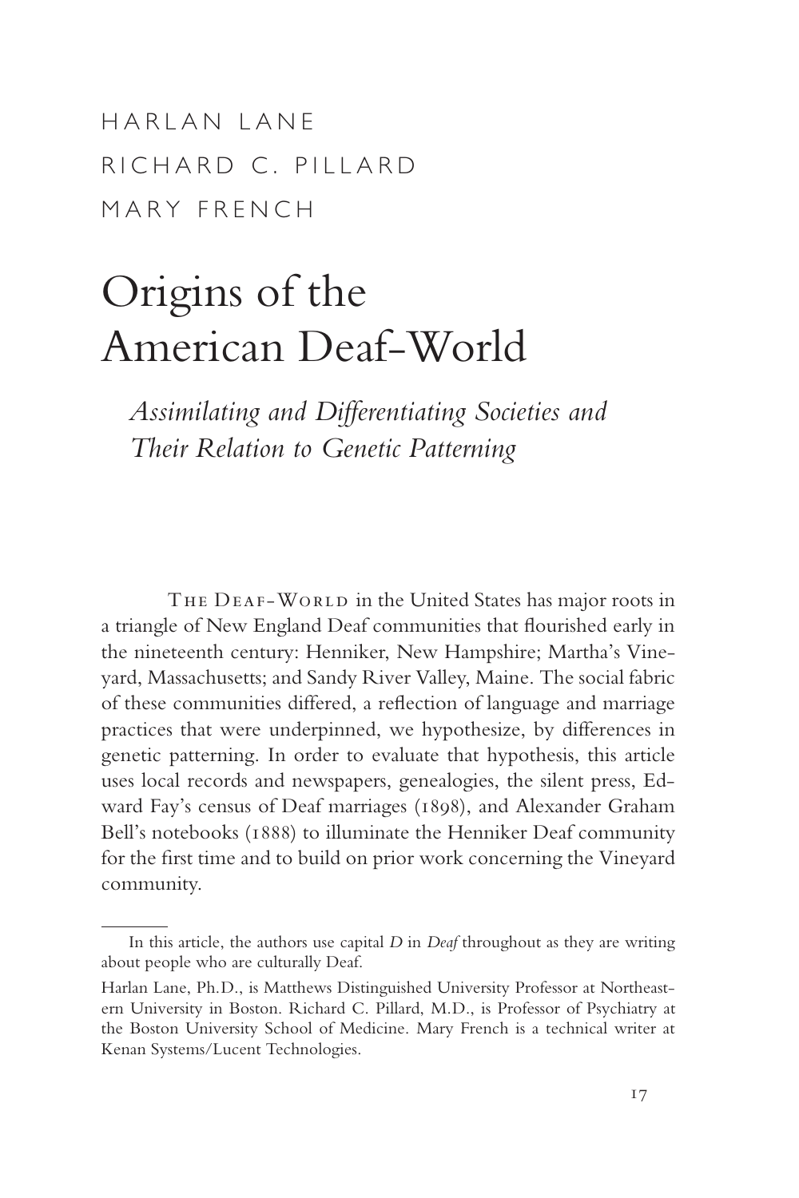HARLAN LANE
RICHARD C. PILLARD
MARY FRENCH

# Origins of the American Deaf-World

## *Assimilating and Differentiating Societies and Their Relation to Genetic Patterning*

THE DEAF-WORLD in the United States has major roots in a triangle of New England Deaf communities that flourished early in the nineteenth century: Henniker, New Hampshire; Martha's Vineyard, Massachusetts; and Sandy River Valley, Maine. The social fabric of these communities differed, a reflection of language and marriage practices that were underpinned, we hypothesize, by differences in genetic patterning. In order to evaluate that hypothesis, this article uses local records and newspapers, genealogies, the silent press, Edward Fay's census of Deaf marriages (1898), and Alexander Graham Bell's notebooks (1888) to illuminate the Henniker Deaf community for the first time and to build on prior work concerning the Vineyard community.

---

In this article, the authors use capital *D* in *Deaf* throughout as they are writing about people who are culturally Deaf.

Harlan Lane, Ph.D., is Matthews Distinguished University Professor at Northeastern University in Boston. Richard C. Pillard, M.D., is Professor of Psychiatry at the Boston University School of Medicine. Mary French is a technical writer at Kenan Systems/Lucent Technologies.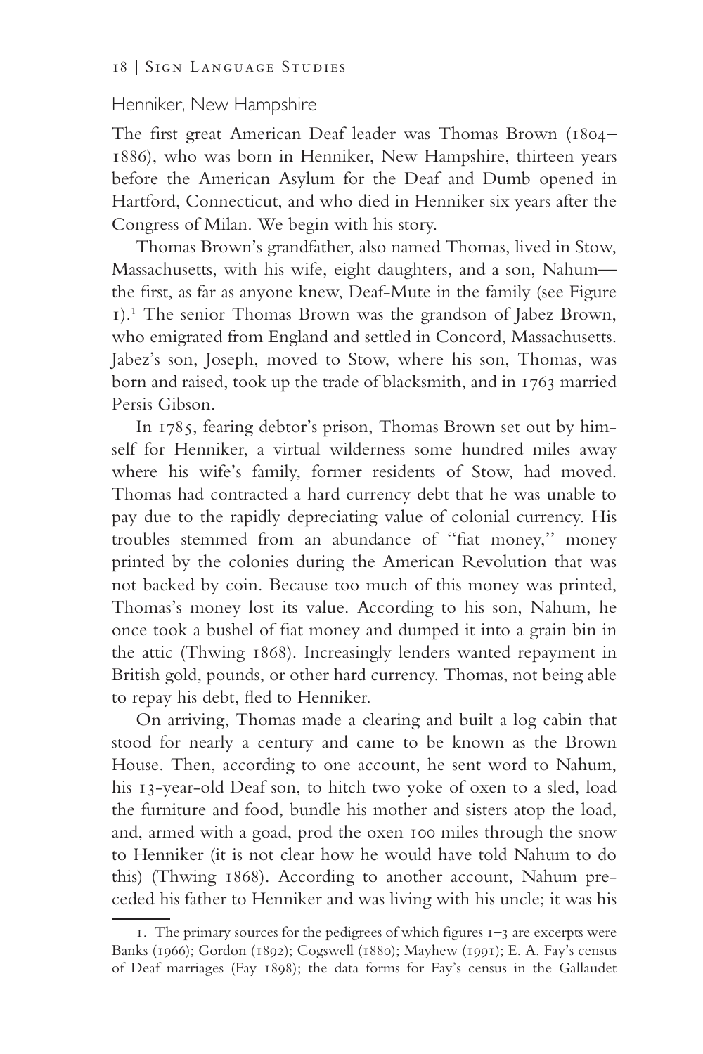## Henniker, New Hampshire

The first great American Deaf leader was Thomas Brown (1804–1886), who was born in Henniker, New Hampshire, thirteen years before the American Asylum for the Deaf and Dumb opened in Hartford, Connecticut, and who died in Henniker six years after the Congress of Milan. We begin with his story.

Thomas Brown's grandfather, also named Thomas, lived in Stow, Massachusetts, with his wife, eight daughters, and a son, Nahum—the first, as far as anyone knew, Deaf-Mute in the family (see Figure 1).[1] The senior Thomas Brown was the grandson of Jabez Brown, who emigrated from England and settled in Concord, Massachusetts. Jabez's son, Joseph, moved to Stow, where his son, Thomas, was born and raised, took up the trade of blacksmith, and in 1763 married Persis Gibson.

In 1785, fearing debtor's prison, Thomas Brown set out by himself for Henniker, a virtual wilderness some hundred miles away where his wife's family, former residents of Stow, had moved. Thomas had contracted a hard currency debt that he was unable to pay due to the rapidly depreciating value of colonial currency. His troubles stemmed from an abundance of "fiat money," money printed by the colonies during the American Revolution that was not backed by coin. Because too much of this money was printed, Thomas's money lost its value. According to his son, Nahum, he once took a bushel of fiat money and dumped it into a grain bin in the attic (Thwing 1868). Increasingly lenders wanted repayment in British gold, pounds, or other hard currency. Thomas, not being able to repay his debt, fled to Henniker.

On arriving, Thomas made a clearing and built a log cabin that stood for nearly a century and came to be known as the Brown House. Then, according to one account, he sent word to Nahum, his 13-year-old Deaf son, to hitch two yoke of oxen to a sled, load the furniture and food, bundle his mother and sisters atop the load, and, armed with a goad, prod the oxen 100 miles through the snow to Henniker (it is not clear how he would have told Nahum to do this) (Thwing 1868). According to another account, Nahum preceded his father to Henniker and was living with his uncle; it was his

1. The primary sources for the pedigrees of which figures 1–3 are excerpts were Banks (1966); Gordon (1892); Cogswell (1880); Mayhew (1991); E. A. Fay's census of Deaf marriages (Fay 1898); the data forms for Fay's census in the Gallaudet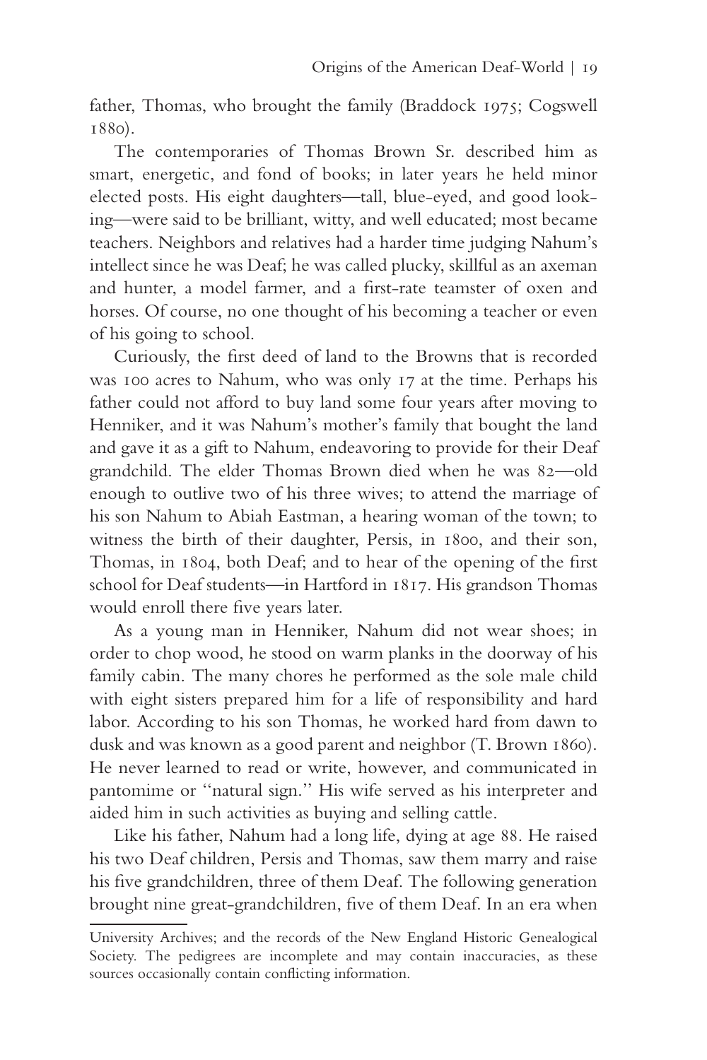father, Thomas, who brought the family (Braddock 1975; Cogswell 1880).

The contemporaries of Thomas Brown Sr. described him as smart, energetic, and fond of books; in later years he held minor elected posts. His eight daughters—tall, blue-eyed, and good looking—were said to be brilliant, witty, and well educated; most became teachers. Neighbors and relatives had a harder time judging Nahum's intellect since he was Deaf; he was called plucky, skillful as an axeman and hunter, a model farmer, and a first-rate teamster of oxen and horses. Of course, no one thought of his becoming a teacher or even of his going to school.

Curiously, the first deed of land to the Browns that is recorded was 100 acres to Nahum, who was only 17 at the time. Perhaps his father could not afford to buy land some four years after moving to Henniker, and it was Nahum's mother's family that bought the land and gave it as a gift to Nahum, endeavoring to provide for their Deaf grandchild. The elder Thomas Brown died when he was 82—old enough to outlive two of his three wives; to attend the marriage of his son Nahum to Abiah Eastman, a hearing woman of the town; to witness the birth of their daughter, Persis, in 1800, and their son, Thomas, in 1804, both Deaf; and to hear of the opening of the first school for Deaf students—in Hartford in 1817. His grandson Thomas would enroll there five years later.

As a young man in Henniker, Nahum did not wear shoes; in order to chop wood, he stood on warm planks in the doorway of his family cabin. The many chores he performed as the sole male child with eight sisters prepared him for a life of responsibility and hard labor. According to his son Thomas, he worked hard from dawn to dusk and was known as a good parent and neighbor (T. Brown 1860). He never learned to read or write, however, and communicated in pantomime or "natural sign." His wife served as his interpreter and aided him in such activities as buying and selling cattle.

Like his father, Nahum had a long life, dying at age 88. He raised his two Deaf children, Persis and Thomas, saw them marry and raise his five grandchildren, three of them Deaf. The following generation brought nine great-grandchildren, five of them Deaf. In an era when

---

University Archives; and the records of the New England Historic Genealogical Society. The pedigrees are incomplete and may contain inaccuracies, as these sources occasionally contain conflicting information.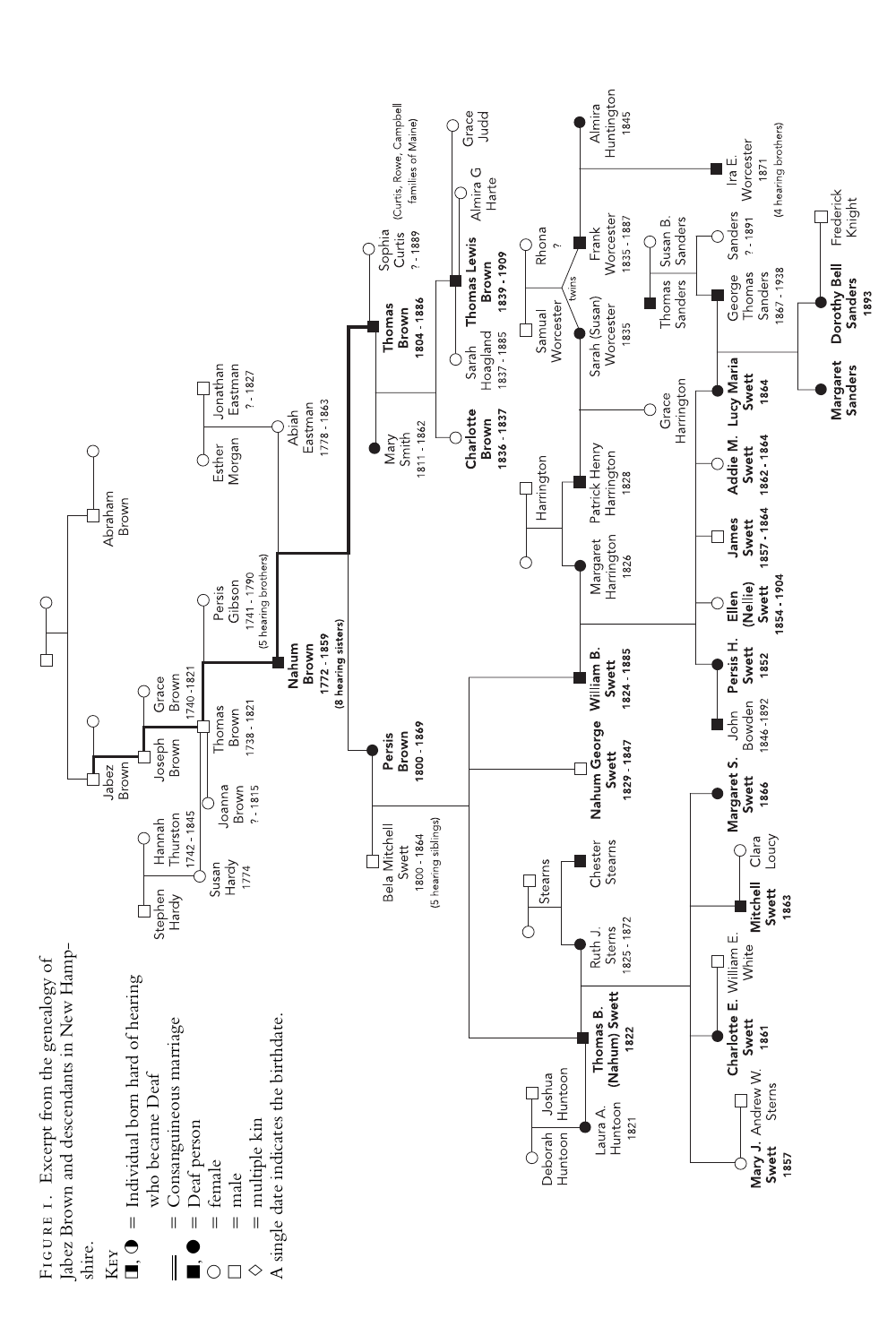FIGURE 1. Excerpt from the genealogy of Jabez Brown and descendants in New Hampshire.

KEY

- ◧, ◐ = Individual born hard of hearing who became Deaf
- ‖ = Consanguineous marriage
- ■, ● = Deaf person
- ○ = female
- □ = male
- ◇ = multiple kin

A single date indicates the birthdate.

Jabez Brown
Abraham Brown
Joseph Brown
Grace Brown 1740 - 1821
Stephen Hardy
Hannah Thurston 1742 - 1845
Susan Hardy 1774
Joanna Brown ? - 1815
Thomas Brown 1738 - 1821
Persis Gibson 1741 - 1790 (5 hearing brothers)
**Nahum Brown 1772 - 1859** (8 hearing sisters)
Esther Morgan
Jonathan Eastman ? - 1827
Abiah Eastman 1778 - 1863
**Persis Brown 1800 - 1869**
Bela Mitchell Swett 1800 - 1864 (5 hearing siblings)
Mary Smith 1811 - 1862
**Thomas Brown 1804 - 1886**
Sophia Curtis ? - 1889 (Curtis, Rowe, Campbell families of Maine)
**Charlotte Brown 1836 - 1837**
Sarah Hoagland 1837 - 1885
**Thomas Lewis Brown 1839 - 1909**
Almira G Harte
Grace Judd
Deborah Huntoon
Joshua Huntoon
Laura A. Huntoon 1821
**Thomas B. (Nahum) Swett 1822**
Stearns
Ruth J. Sterns 1825 - 1872
Chester Stearns
**Nahum George Swett 1829 - 1847**
**William B. Swett 1824 - 1885**
Harrington
Margaret Harrington 1826
Patrick Henry Harrington 1828
Grace Harrington
Samual Worcester
Rhona ?
twins
Sarah (Susan) Worcester 1835
Frank Worcester 1835 - 1887
Almira Huntington 1845
Ira E. Worcester 1871 (4 hearing brothers)
**Mary J. Swett 1857**
Andrew W. Sterns
**Charlotte E. Swett 1861**
William E. White
**Mitchell Swett 1863**
Clara Loucy
**Margaret S. Swett 1866**
John Bowden 1846 - 1892
**Persis H. Swett 1852**
**Ellen (Nellie) Swett 1854 - 1904**
**James Swett 1857 - 1864**
**Addie M. Swett 1862 - 1864**
**Lucy Maria Swett 1864**
Thomas Sanders
Susan B. Sanders
George Thomas Sanders 1867 - 1938
Sanders ? - 1891
**Margaret Sanders**
**Dorothy Bell Sanders 1893**
Frederick Knight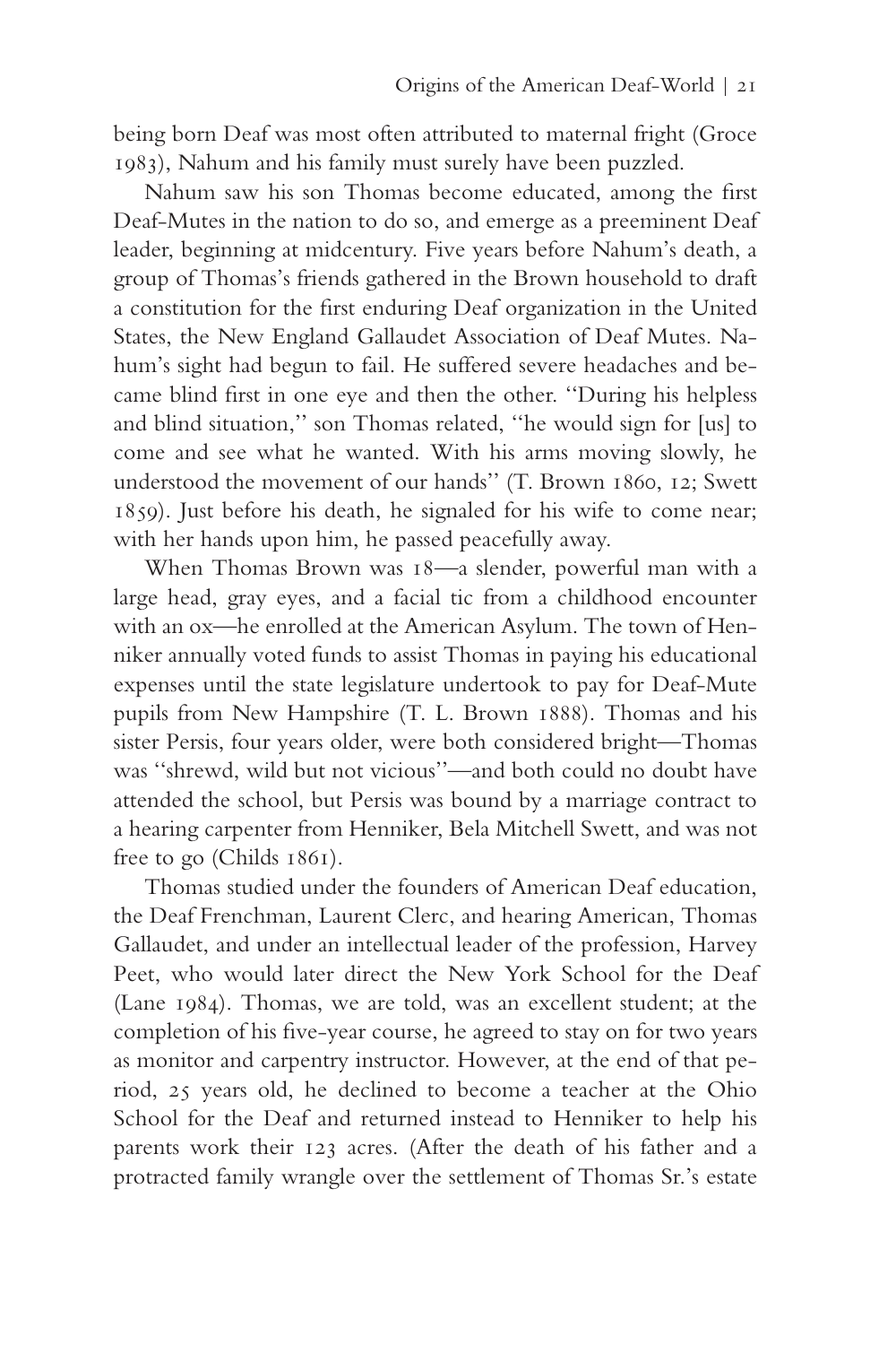being born Deaf was most often attributed to maternal fright (Groce 1983), Nahum and his family must surely have been puzzled.

Nahum saw his son Thomas become educated, among the first Deaf-Mutes in the nation to do so, and emerge as a preeminent Deaf leader, beginning at midcentury. Five years before Nahum's death, a group of Thomas's friends gathered in the Brown household to draft a constitution for the first enduring Deaf organization in the United States, the New England Gallaudet Association of Deaf Mutes. Nahum's sight had begun to fail. He suffered severe headaches and became blind first in one eye and then the other. ''During his helpless and blind situation,'' son Thomas related, ''he would sign for [us] to come and see what he wanted. With his arms moving slowly, he understood the movement of our hands'' (T. Brown 1860, 12; Swett 1859). Just before his death, he signaled for his wife to come near; with her hands upon him, he passed peacefully away.

When Thomas Brown was 18—a slender, powerful man with a large head, gray eyes, and a facial tic from a childhood encounter with an ox—he enrolled at the American Asylum. The town of Henniker annually voted funds to assist Thomas in paying his educational expenses until the state legislature undertook to pay for Deaf-Mute pupils from New Hampshire (T. L. Brown 1888). Thomas and his sister Persis, four years older, were both considered bright—Thomas was ''shrewd, wild but not vicious''—and both could no doubt have attended the school, but Persis was bound by a marriage contract to a hearing carpenter from Henniker, Bela Mitchell Swett, and was not free to go (Childs 1861).

Thomas studied under the founders of American Deaf education, the Deaf Frenchman, Laurent Clerc, and hearing American, Thomas Gallaudet, and under an intellectual leader of the profession, Harvey Peet, who would later direct the New York School for the Deaf (Lane 1984). Thomas, we are told, was an excellent student; at the completion of his five-year course, he agreed to stay on for two years as monitor and carpentry instructor. However, at the end of that period, 25 years old, he declined to become a teacher at the Ohio School for the Deaf and returned instead to Henniker to help his parents work their 123 acres. (After the death of his father and a protracted family wrangle over the settlement of Thomas Sr.'s estate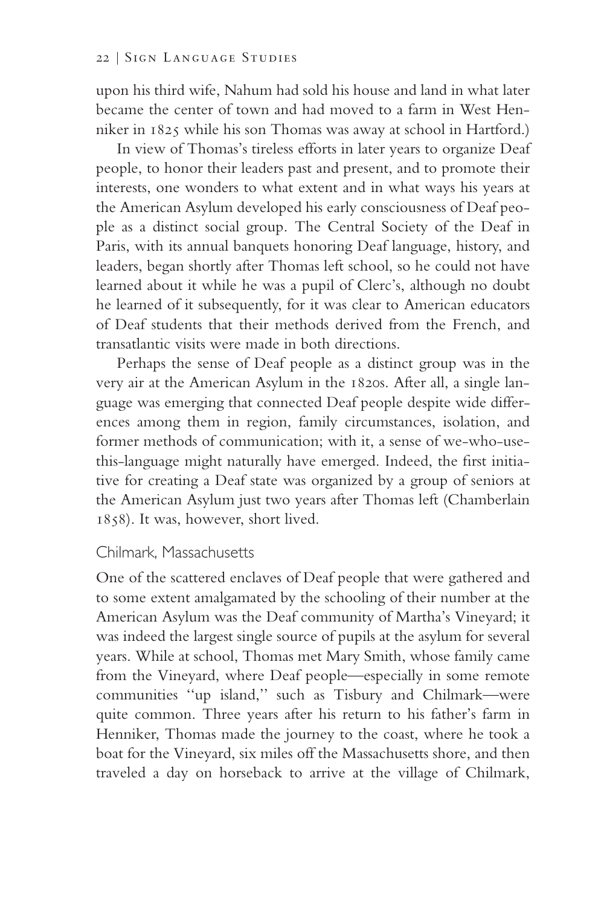upon his third wife, Nahum had sold his house and land in what later became the center of town and had moved to a farm in West Henniker in 1825 while his son Thomas was away at school in Hartford.)

In view of Thomas's tireless efforts in later years to organize Deaf people, to honor their leaders past and present, and to promote their interests, one wonders to what extent and in what ways his years at the American Asylum developed his early consciousness of Deaf people as a distinct social group. The Central Society of the Deaf in Paris, with its annual banquets honoring Deaf language, history, and leaders, began shortly after Thomas left school, so he could not have learned about it while he was a pupil of Clerc's, although no doubt he learned of it subsequently, for it was clear to American educators of Deaf students that their methods derived from the French, and transatlantic visits were made in both directions.

Perhaps the sense of Deaf people as a distinct group was in the very air at the American Asylum in the 1820s. After all, a single language was emerging that connected Deaf people despite wide differences among them in region, family circumstances, isolation, and former methods of communication; with it, a sense of we-who-use-this-language might naturally have emerged. Indeed, the first initiative for creating a Deaf state was organized by a group of seniors at the American Asylum just two years after Thomas left (Chamberlain 1858). It was, however, short lived.

## Chilmark, Massachusetts

One of the scattered enclaves of Deaf people that were gathered and to some extent amalgamated by the schooling of their number at the American Asylum was the Deaf community of Martha's Vineyard; it was indeed the largest single source of pupils at the asylum for several years. While at school, Thomas met Mary Smith, whose family came from the Vineyard, where Deaf people—especially in some remote communities "up island," such as Tisbury and Chilmark—were quite common. Three years after his return to his father's farm in Henniker, Thomas made the journey to the coast, where he took a boat for the Vineyard, six miles off the Massachusetts shore, and then traveled a day on horseback to arrive at the village of Chilmark,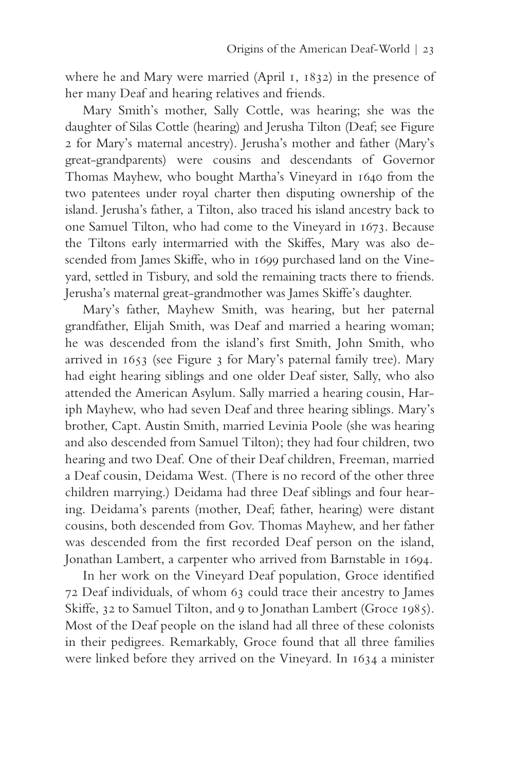where he and Mary were married (April 1, 1832) in the presence of her many Deaf and hearing relatives and friends.

Mary Smith's mother, Sally Cottle, was hearing; she was the daughter of Silas Cottle (hearing) and Jerusha Tilton (Deaf; see Figure 2 for Mary's maternal ancestry). Jerusha's mother and father (Mary's great-grandparents) were cousins and descendants of Governor Thomas Mayhew, who bought Martha's Vineyard in 1640 from the two patentees under royal charter then disputing ownership of the island. Jerusha's father, a Tilton, also traced his island ancestry back to one Samuel Tilton, who had come to the Vineyard in 1673. Because the Tiltons early intermarried with the Skiffes, Mary was also descended from James Skiffe, who in 1699 purchased land on the Vineyard, settled in Tisbury, and sold the remaining tracts there to friends. Jerusha's maternal great-grandmother was James Skiffe's daughter.

Mary's father, Mayhew Smith, was hearing, but her paternal grandfather, Elijah Smith, was Deaf and married a hearing woman; he was descended from the island's first Smith, John Smith, who arrived in 1653 (see Figure 3 for Mary's paternal family tree). Mary had eight hearing siblings and one older Deaf sister, Sally, who also attended the American Asylum. Sally married a hearing cousin, Hariph Mayhew, who had seven Deaf and three hearing siblings. Mary's brother, Capt. Austin Smith, married Levinia Poole (she was hearing and also descended from Samuel Tilton); they had four children, two hearing and two Deaf. One of their Deaf children, Freeman, married a Deaf cousin, Deidama West. (There is no record of the other three children marrying.) Deidama had three Deaf siblings and four hearing. Deidama's parents (mother, Deaf; father, hearing) were distant cousins, both descended from Gov. Thomas Mayhew, and her father was descended from the first recorded Deaf person on the island, Jonathan Lambert, a carpenter who arrived from Barnstable in 1694.

In her work on the Vineyard Deaf population, Groce identified 72 Deaf individuals, of whom 63 could trace their ancestry to James Skiffe, 32 to Samuel Tilton, and 9 to Jonathan Lambert (Groce 1985). Most of the Deaf people on the island had all three of these colonists in their pedigrees. Remarkably, Groce found that all three families were linked before they arrived on the Vineyard. In 1634 a minister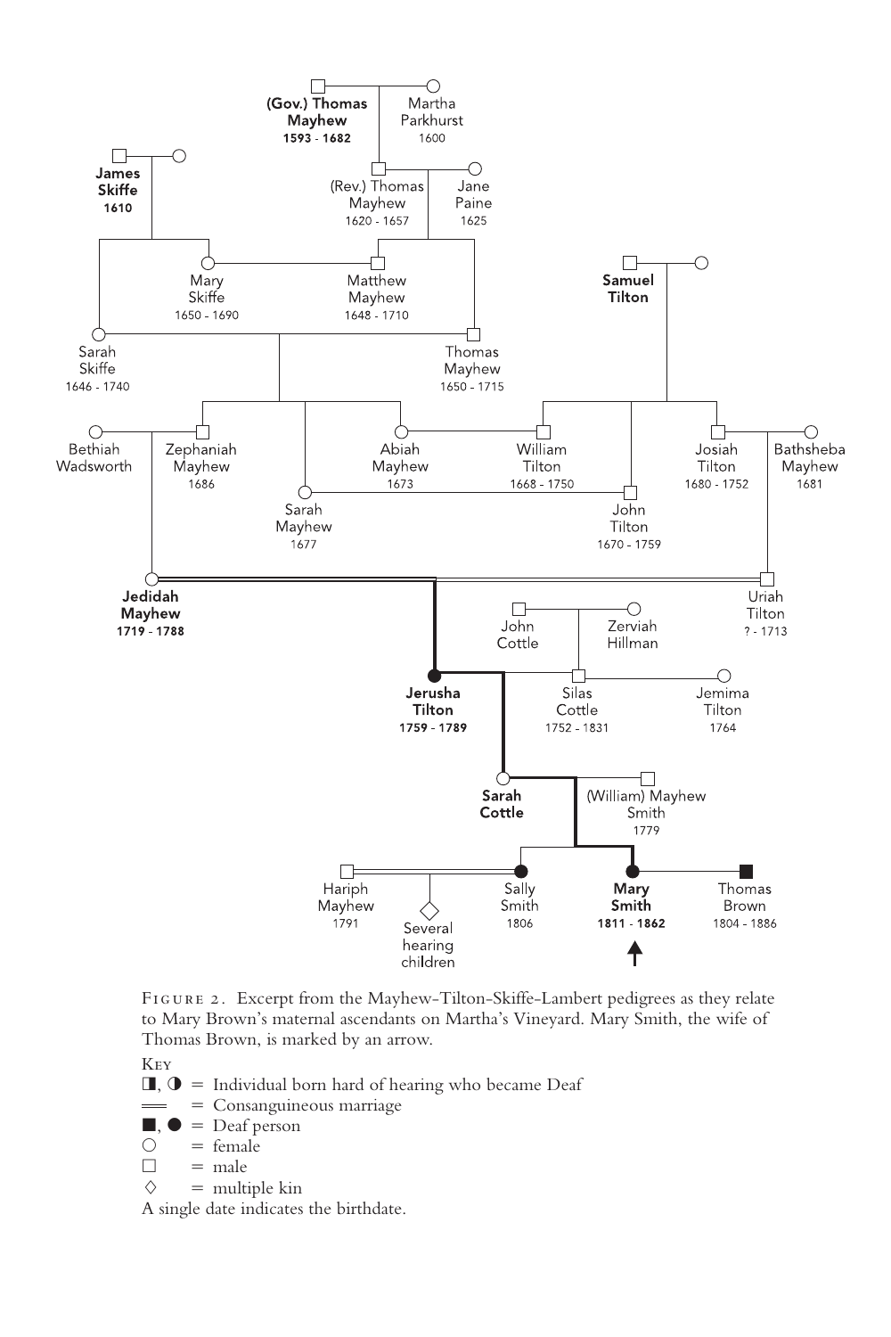Figure 2. Excerpt from the Mayhew-Tilton-Skiffe-Lambert pedigrees as they relate to Mary Brown's maternal ascendants on Martha's Vineyard. Mary Smith, the wife of Thomas Brown, is marked by an arrow.

Key

◨, ◑ = Individual born hard of hearing who became Deaf

═ = Consanguineous marriage

■, ● = Deaf person

○ = female

□ = male

◇ = multiple kin

A single date indicates the birthdate.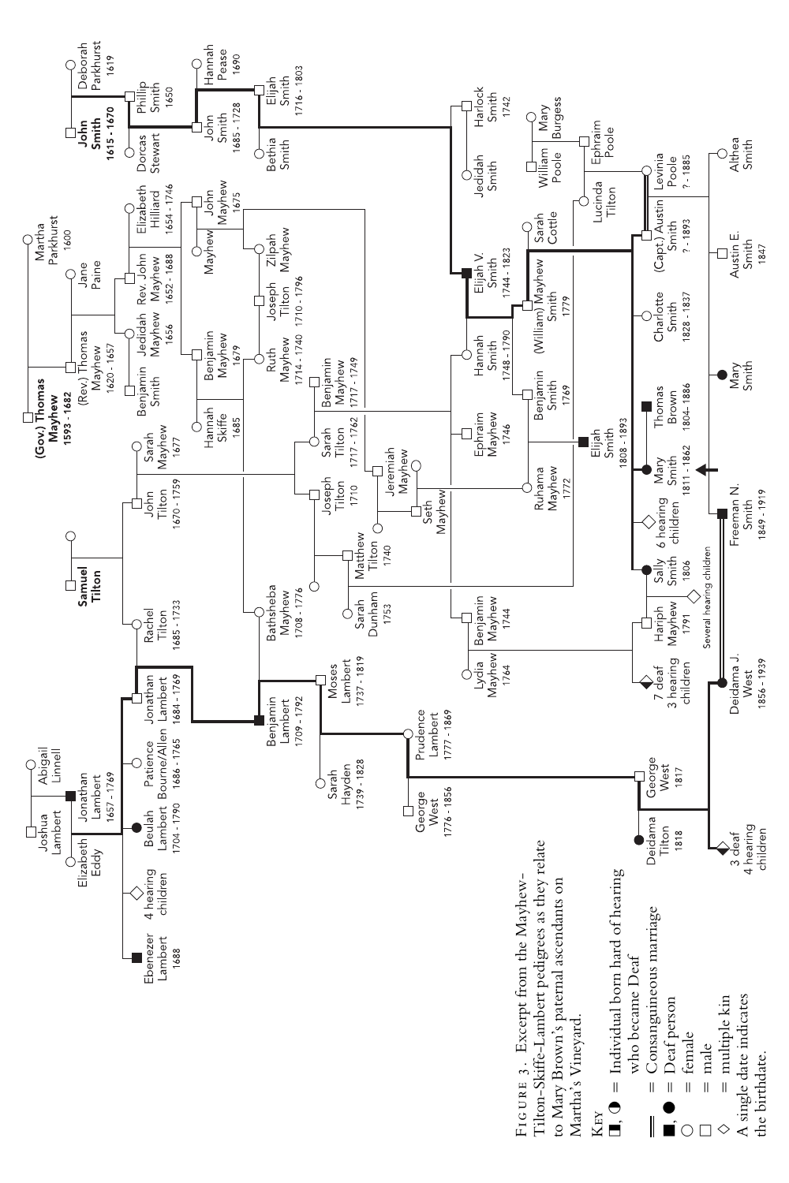FIGURE 3. Excerpt from the Mayhew–Tilton–Skiffe–Lambert pedigrees as they relate to Mary Brown's paternal ascendants on Martha's Vineyard.

KEY

◧, ◐ = Individual born hard of hearing who became Deaf

═ = Consanguineous marriage

■, ● = Deaf person

○ = female

□ = male

◇ = multiple kin

A single date indicates the birthdate.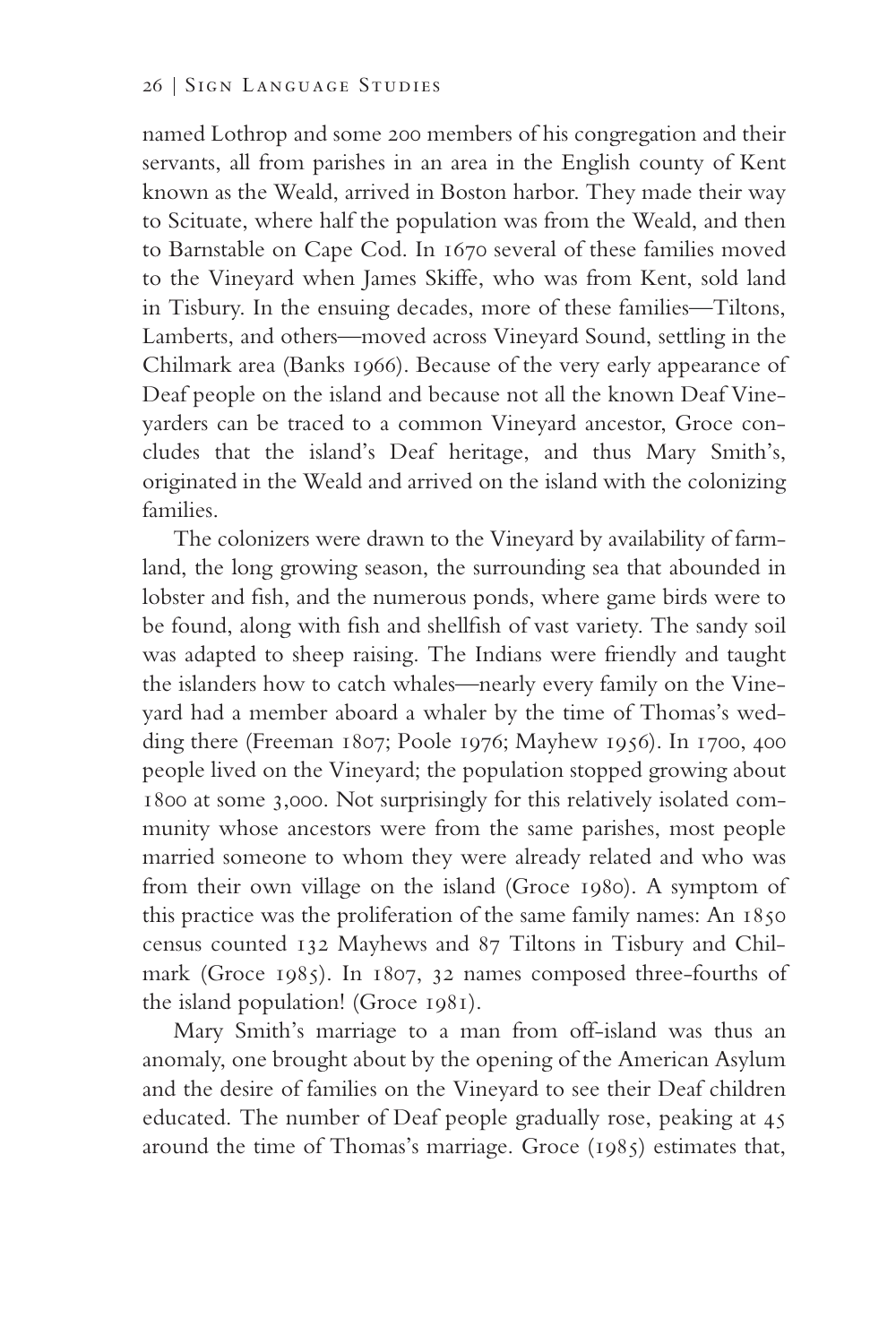named Lothrop and some 200 members of his congregation and their servants, all from parishes in an area in the English county of Kent known as the Weald, arrived in Boston harbor. They made their way to Scituate, where half the population was from the Weald, and then to Barnstable on Cape Cod. In 1670 several of these families moved to the Vineyard when James Skiffe, who was from Kent, sold land in Tisbury. In the ensuing decades, more of these families—Tiltons, Lamberts, and others—moved across Vineyard Sound, settling in the Chilmark area (Banks 1966). Because of the very early appearance of Deaf people on the island and because not all the known Deaf Vineyarders can be traced to a common Vineyard ancestor, Groce concludes that the island's Deaf heritage, and thus Mary Smith's, originated in the Weald and arrived on the island with the colonizing families.

The colonizers were drawn to the Vineyard by availability of farmland, the long growing season, the surrounding sea that abounded in lobster and fish, and the numerous ponds, where game birds were to be found, along with fish and shellfish of vast variety. The sandy soil was adapted to sheep raising. The Indians were friendly and taught the islanders how to catch whales—nearly every family on the Vineyard had a member aboard a whaler by the time of Thomas's wedding there (Freeman 1807; Poole 1976; Mayhew 1956). In 1700, 400 people lived on the Vineyard; the population stopped growing about 1800 at some 3,000. Not surprisingly for this relatively isolated community whose ancestors were from the same parishes, most people married someone to whom they were already related and who was from their own village on the island (Groce 1980). A symptom of this practice was the proliferation of the same family names: An 1850 census counted 132 Mayhews and 87 Tiltons in Tisbury and Chilmark (Groce 1985). In 1807, 32 names composed three-fourths of the island population! (Groce 1981).

Mary Smith's marriage to a man from off-island was thus an anomaly, one brought about by the opening of the American Asylum and the desire of families on the Vineyard to see their Deaf children educated. The number of Deaf people gradually rose, peaking at 45 around the time of Thomas's marriage. Groce (1985) estimates that,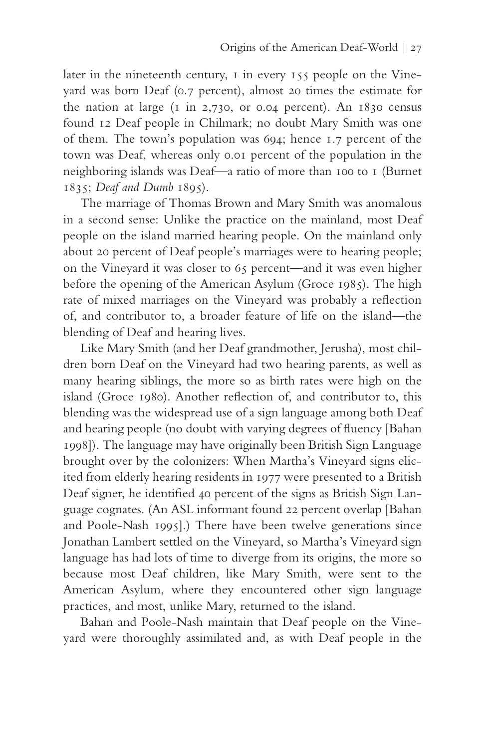later in the nineteenth century, 1 in every 155 people on the Vineyard was born Deaf (0.7 percent), almost 20 times the estimate for the nation at large (1 in 2,730, or 0.04 percent). An 1830 census found 12 Deaf people in Chilmark; no doubt Mary Smith was one of them. The town's population was 694; hence 1.7 percent of the town was Deaf, whereas only 0.01 percent of the population in the neighboring islands was Deaf—a ratio of more than 100 to 1 (Burnet 1835; *Deaf and Dumb* 1895).

The marriage of Thomas Brown and Mary Smith was anomalous in a second sense: Unlike the practice on the mainland, most Deaf people on the island married hearing people. On the mainland only about 20 percent of Deaf people's marriages were to hearing people; on the Vineyard it was closer to 65 percent—and it was even higher before the opening of the American Asylum (Groce 1985). The high rate of mixed marriages on the Vineyard was probably a reflection of, and contributor to, a broader feature of life on the island—the blending of Deaf and hearing lives.

Like Mary Smith (and her Deaf grandmother, Jerusha), most children born Deaf on the Vineyard had two hearing parents, as well as many hearing siblings, the more so as birth rates were high on the island (Groce 1980). Another reflection of, and contributor to, this blending was the widespread use of a sign language among both Deaf and hearing people (no doubt with varying degrees of fluency [Bahan 1998]). The language may have originally been British Sign Language brought over by the colonizers: When Martha's Vineyard signs elicited from elderly hearing residents in 1977 were presented to a British Deaf signer, he identified 40 percent of the signs as British Sign Language cognates. (An ASL informant found 22 percent overlap [Bahan and Poole-Nash 1995].) There have been twelve generations since Jonathan Lambert settled on the Vineyard, so Martha's Vineyard sign language has had lots of time to diverge from its origins, the more so because most Deaf children, like Mary Smith, were sent to the American Asylum, where they encountered other sign language practices, and most, unlike Mary, returned to the island.

Bahan and Poole-Nash maintain that Deaf people on the Vineyard were thoroughly assimilated and, as with Deaf people in the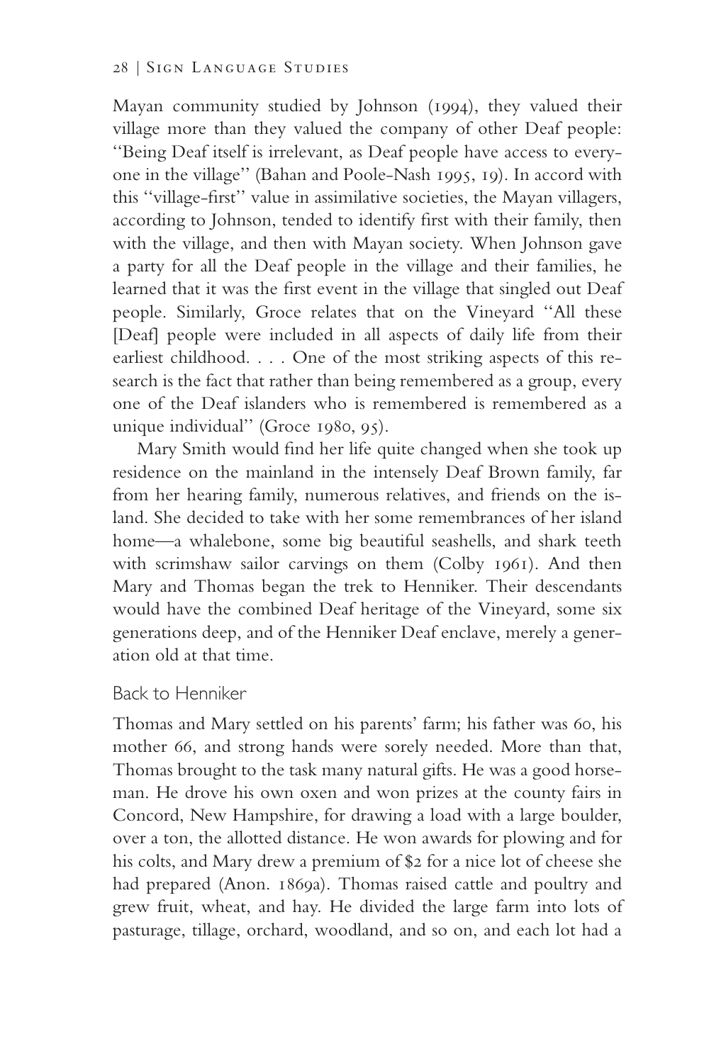Mayan community studied by Johnson (1994), they valued their village more than they valued the company of other Deaf people: ''Being Deaf itself is irrelevant, as Deaf people have access to everyone in the village'' (Bahan and Poole-Nash 1995, 19). In accord with this ''village-first'' value in assimilative societies, the Mayan villagers, according to Johnson, tended to identify first with their family, then with the village, and then with Mayan society. When Johnson gave a party for all the Deaf people in the village and their families, he learned that it was the first event in the village that singled out Deaf people. Similarly, Groce relates that on the Vineyard ''All these [Deaf] people were included in all aspects of daily life from their earliest childhood. . . . One of the most striking aspects of this research is the fact that rather than being remembered as a group, every one of the Deaf islanders who is remembered is remembered as a unique individual'' (Groce 1980, 95).

Mary Smith would find her life quite changed when she took up residence on the mainland in the intensely Deaf Brown family, far from her hearing family, numerous relatives, and friends on the island. She decided to take with her some remembrances of her island home—a whalebone, some big beautiful seashells, and shark teeth with scrimshaw sailor carvings on them (Colby 1961). And then Mary and Thomas began the trek to Henniker. Their descendants would have the combined Deaf heritage of the Vineyard, some six generations deep, and of the Henniker Deaf enclave, merely a generation old at that time.

## Back to Henniker

Thomas and Mary settled on his parents' farm; his father was 60, his mother 66, and strong hands were sorely needed. More than that, Thomas brought to the task many natural gifts. He was a good horseman. He drove his own oxen and won prizes at the county fairs in Concord, New Hampshire, for drawing a load with a large boulder, over a ton, the allotted distance. He won awards for plowing and for his colts, and Mary drew a premium of $2 for a nice lot of cheese she had prepared (Anon. 1869a). Thomas raised cattle and poultry and grew fruit, wheat, and hay. He divided the large farm into lots of pasturage, tillage, orchard, woodland, and so on, and each lot had a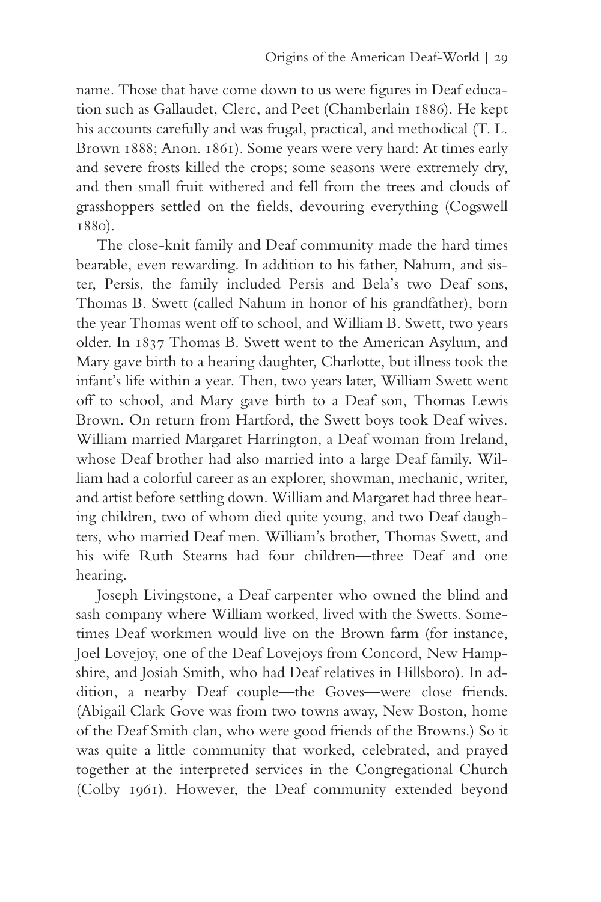name. Those that have come down to us were figures in Deaf education such as Gallaudet, Clerc, and Peet (Chamberlain 1886). He kept his accounts carefully and was frugal, practical, and methodical (T. L. Brown 1888; Anon. 1861). Some years were very hard: At times early and severe frosts killed the crops; some seasons were extremely dry, and then small fruit withered and fell from the trees and clouds of grasshoppers settled on the fields, devouring everything (Cogswell 1880).

The close-knit family and Deaf community made the hard times bearable, even rewarding. In addition to his father, Nahum, and sister, Persis, the family included Persis and Bela's two Deaf sons, Thomas B. Swett (called Nahum in honor of his grandfather), born the year Thomas went off to school, and William B. Swett, two years older. In 1837 Thomas B. Swett went to the American Asylum, and Mary gave birth to a hearing daughter, Charlotte, but illness took the infant's life within a year. Then, two years later, William Swett went off to school, and Mary gave birth to a Deaf son, Thomas Lewis Brown. On return from Hartford, the Swett boys took Deaf wives. William married Margaret Harrington, a Deaf woman from Ireland, whose Deaf brother had also married into a large Deaf family. William had a colorful career as an explorer, showman, mechanic, writer, and artist before settling down. William and Margaret had three hearing children, two of whom died quite young, and two Deaf daughters, who married Deaf men. William's brother, Thomas Swett, and his wife Ruth Stearns had four children—three Deaf and one hearing.

Joseph Livingstone, a Deaf carpenter who owned the blind and sash company where William worked, lived with the Swetts. Sometimes Deaf workmen would live on the Brown farm (for instance, Joel Lovejoy, one of the Deaf Lovejoys from Concord, New Hampshire, and Josiah Smith, who had Deaf relatives in Hillsboro). In addition, a nearby Deaf couple—the Goves—were close friends. (Abigail Clark Gove was from two towns away, New Boston, home of the Deaf Smith clan, who were good friends of the Browns.) So it was quite a little community that worked, celebrated, and prayed together at the interpreted services in the Congregational Church (Colby 1961). However, the Deaf community extended beyond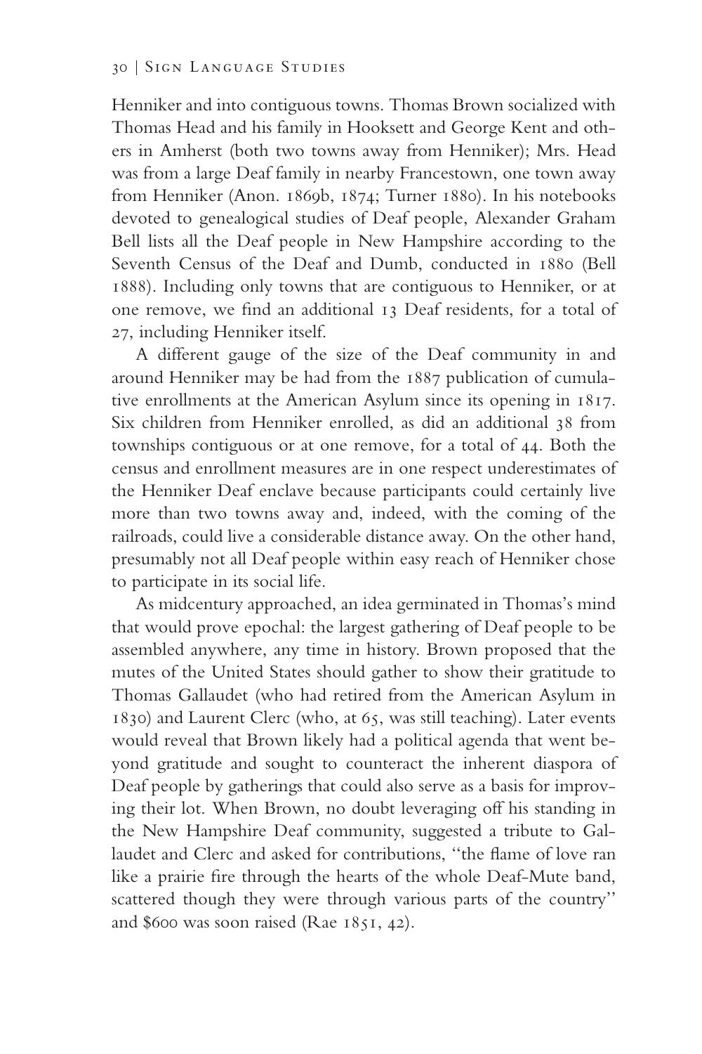Henniker and into contiguous towns. Thomas Brown socialized with Thomas Head and his family in Hooksett and George Kent and others in Amherst (both two towns away from Henniker); Mrs. Head was from a large Deaf family in nearby Francestown, one town away from Henniker (Anon. 1869b, 1874; Turner 1880). In his notebooks devoted to genealogical studies of Deaf people, Alexander Graham Bell lists all the Deaf people in New Hampshire according to the Seventh Census of the Deaf and Dumb, conducted in 1880 (Bell 1888). Including only towns that are contiguous to Henniker, or at one remove, we find an additional 13 Deaf residents, for a total of 27, including Henniker itself.

A different gauge of the size of the Deaf community in and around Henniker may be had from the 1887 publication of cumulative enrollments at the American Asylum since its opening in 1817. Six children from Henniker enrolled, as did an additional 38 from townships contiguous or at one remove, for a total of 44. Both the census and enrollment measures are in one respect underestimates of the Henniker Deaf enclave because participants could certainly live more than two towns away and, indeed, with the coming of the railroads, could live a considerable distance away. On the other hand, presumably not all Deaf people within easy reach of Henniker chose to participate in its social life.

As midcentury approached, an idea germinated in Thomas's mind that would prove epochal: the largest gathering of Deaf people to be assembled anywhere, any time in history. Brown proposed that the mutes of the United States should gather to show their gratitude to Thomas Gallaudet (who had retired from the American Asylum in 1830) and Laurent Clerc (who, at 65, was still teaching). Later events would reveal that Brown likely had a political agenda that went beyond gratitude and sought to counteract the inherent diaspora of Deaf people by gatherings that could also serve as a basis for improving their lot. When Brown, no doubt leveraging off his standing in the New Hampshire Deaf community, suggested a tribute to Gallaudet and Clerc and asked for contributions, "the flame of love ran like a prairie fire through the hearts of the whole Deaf-Mute band, scattered though they were through various parts of the country" and $600 was soon raised (Rae 1851, 42).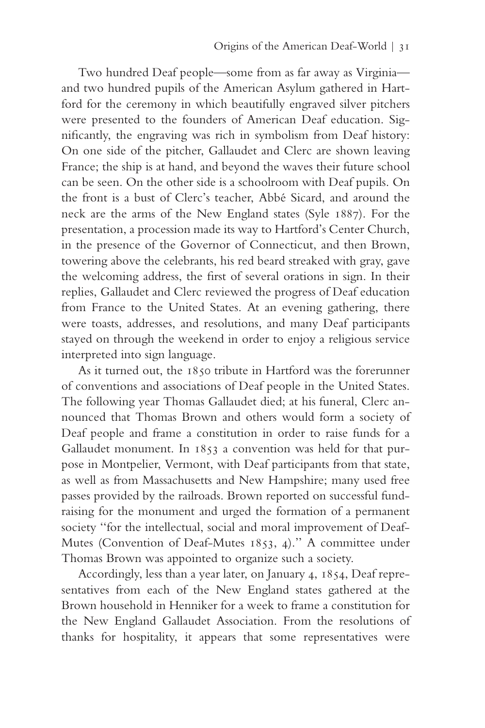Two hundred Deaf people—some from as far away as Virginia—and two hundred pupils of the American Asylum gathered in Hartford for the ceremony in which beautifully engraved silver pitchers were presented to the founders of American Deaf education. Significantly, the engraving was rich in symbolism from Deaf history: On one side of the pitcher, Gallaudet and Clerc are shown leaving France; the ship is at hand, and beyond the waves their future school can be seen. On the other side is a schoolroom with Deaf pupils. On the front is a bust of Clerc's teacher, Abbé Sicard, and around the neck are the arms of the New England states (Syle 1887). For the presentation, a procession made its way to Hartford's Center Church, in the presence of the Governor of Connecticut, and then Brown, towering above the celebrants, his red beard streaked with gray, gave the welcoming address, the first of several orations in sign. In their replies, Gallaudet and Clerc reviewed the progress of Deaf education from France to the United States. At an evening gathering, there were toasts, addresses, and resolutions, and many Deaf participants stayed on through the weekend in order to enjoy a religious service interpreted into sign language.

As it turned out, the 1850 tribute in Hartford was the forerunner of conventions and associations of Deaf people in the United States. The following year Thomas Gallaudet died; at his funeral, Clerc announced that Thomas Brown and others would form a society of Deaf people and frame a constitution in order to raise funds for a Gallaudet monument. In 1853 a convention was held for that purpose in Montpelier, Vermont, with Deaf participants from that state, as well as from Massachusetts and New Hampshire; many used free passes provided by the railroads. Brown reported on successful fund-raising for the monument and urged the formation of a permanent society "for the intellectual, social and moral improvement of Deaf-Mutes (Convention of Deaf-Mutes 1853, 4)." A committee under Thomas Brown was appointed to organize such a society.

Accordingly, less than a year later, on January 4, 1854, Deaf representatives from each of the New England states gathered at the Brown household in Henniker for a week to frame a constitution for the New England Gallaudet Association. From the resolutions of thanks for hospitality, it appears that some representatives were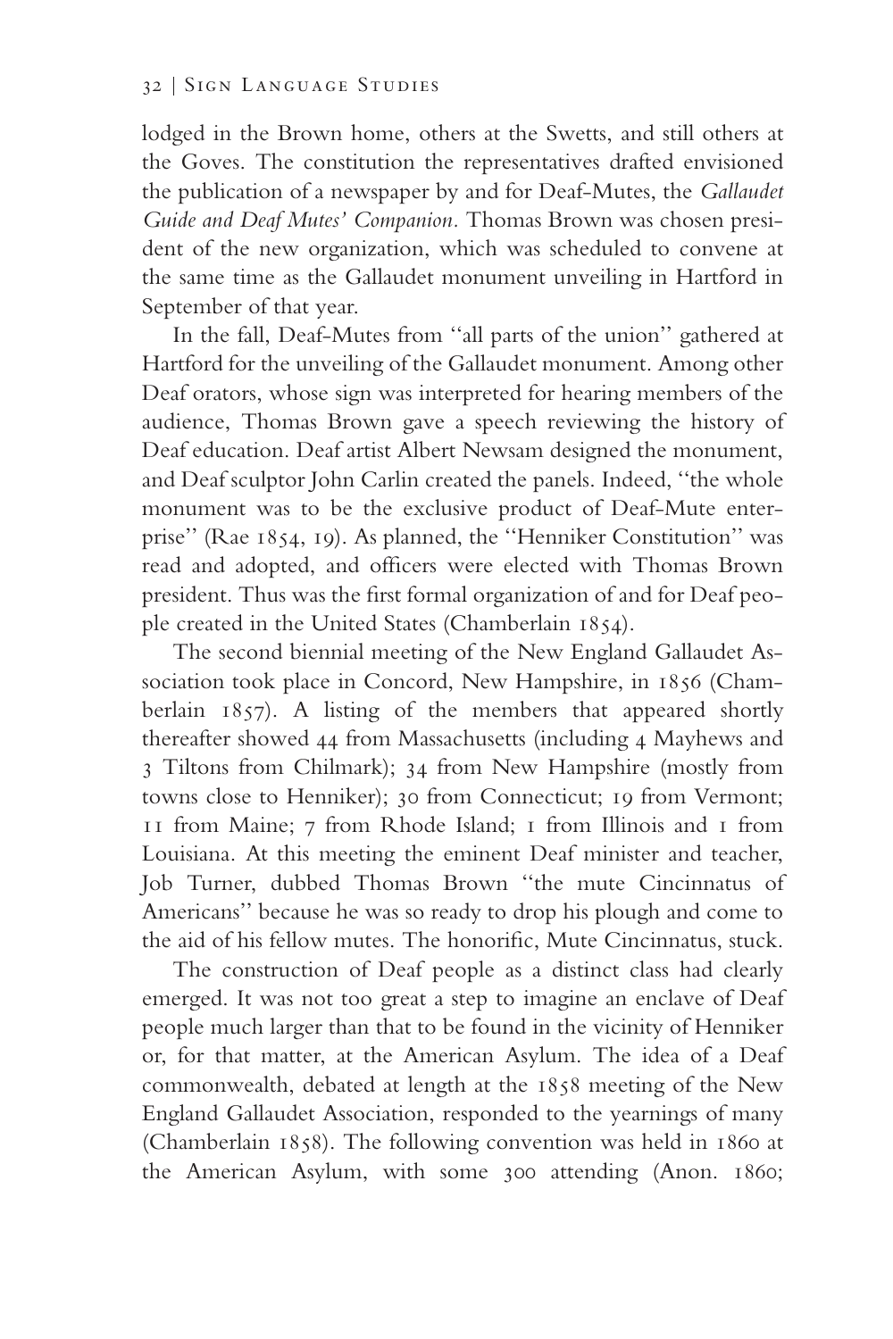lodged in the Brown home, others at the Swetts, and still others at the Goves. The constitution the representatives drafted envisioned the publication of a newspaper by and for Deaf-Mutes, the *Gallaudet Guide and Deaf Mutes' Companion.* Thomas Brown was chosen president of the new organization, which was scheduled to convene at the same time as the Gallaudet monument unveiling in Hartford in September of that year.

In the fall, Deaf-Mutes from ''all parts of the union'' gathered at Hartford for the unveiling of the Gallaudet monument. Among other Deaf orators, whose sign was interpreted for hearing members of the audience, Thomas Brown gave a speech reviewing the history of Deaf education. Deaf artist Albert Newsam designed the monument, and Deaf sculptor John Carlin created the panels. Indeed, ''the whole monument was to be the exclusive product of Deaf-Mute enterprise'' (Rae 1854, 19). As planned, the ''Henniker Constitution'' was read and adopted, and officers were elected with Thomas Brown president. Thus was the first formal organization of and for Deaf people created in the United States (Chamberlain 1854).

The second biennial meeting of the New England Gallaudet Association took place in Concord, New Hampshire, in 1856 (Chamberlain 1857). A listing of the members that appeared shortly thereafter showed 44 from Massachusetts (including 4 Mayhews and 3 Tiltons from Chilmark); 34 from New Hampshire (mostly from towns close to Henniker); 30 from Connecticut; 19 from Vermont; 11 from Maine; 7 from Rhode Island; 1 from Illinois and 1 from Louisiana. At this meeting the eminent Deaf minister and teacher, Job Turner, dubbed Thomas Brown ''the mute Cincinnatus of Americans'' because he was so ready to drop his plough and come to the aid of his fellow mutes. The honorific, Mute Cincinnatus, stuck.

The construction of Deaf people as a distinct class had clearly emerged. It was not too great a step to imagine an enclave of Deaf people much larger than that to be found in the vicinity of Henniker or, for that matter, at the American Asylum. The idea of a Deaf commonwealth, debated at length at the 1858 meeting of the New England Gallaudet Association, responded to the yearnings of many (Chamberlain 1858). The following convention was held in 1860 at the American Asylum, with some 300 attending (Anon. 1860;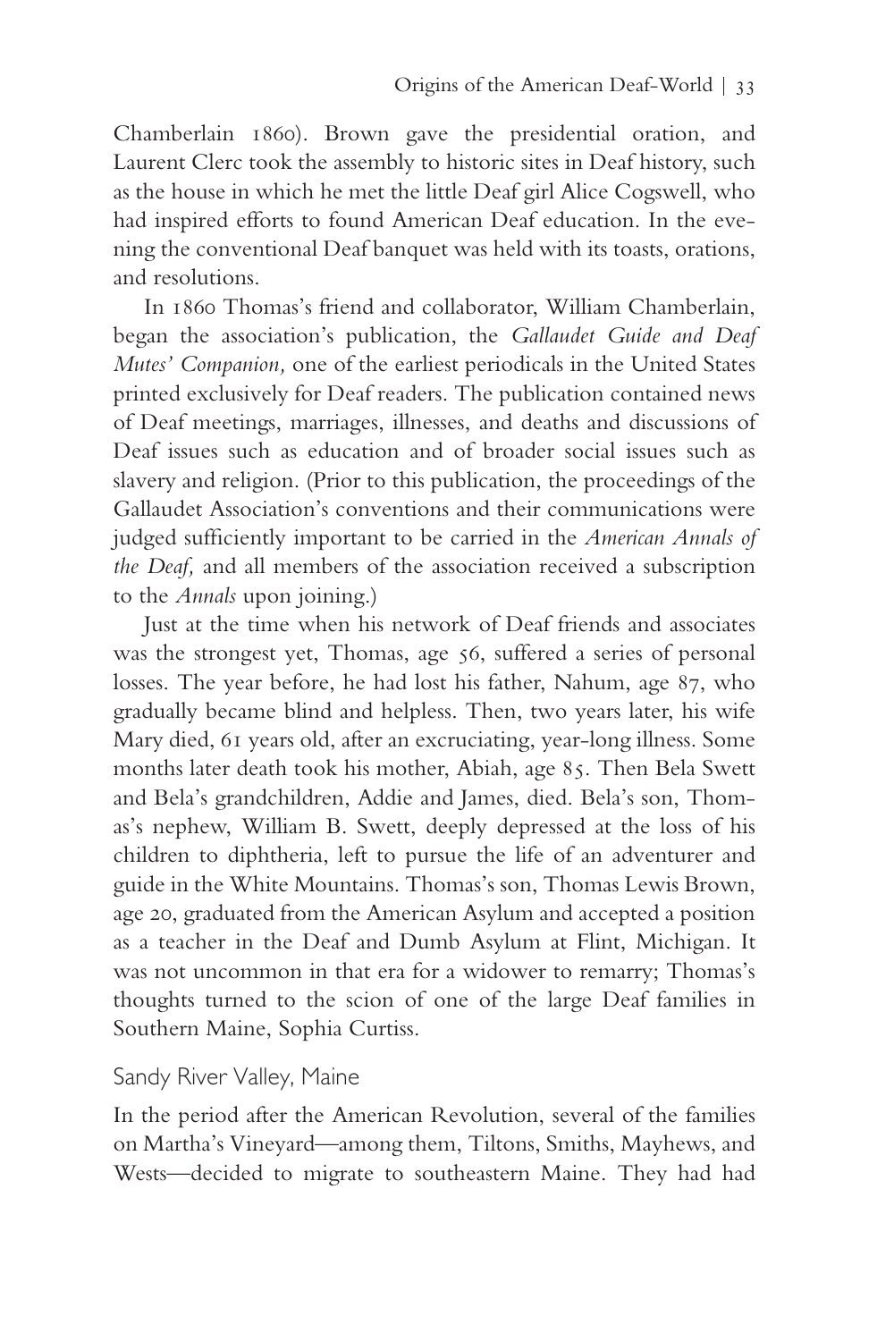Chamberlain 1860). Brown gave the presidential oration, and Laurent Clerc took the assembly to historic sites in Deaf history, such as the house in which he met the little Deaf girl Alice Cogswell, who had inspired efforts to found American Deaf education. In the evening the conventional Deaf banquet was held with its toasts, orations, and resolutions.

In 1860 Thomas's friend and collaborator, William Chamberlain, began the association's publication, the *Gallaudet Guide and Deaf Mutes' Companion,* one of the earliest periodicals in the United States printed exclusively for Deaf readers. The publication contained news of Deaf meetings, marriages, illnesses, and deaths and discussions of Deaf issues such as education and of broader social issues such as slavery and religion. (Prior to this publication, the proceedings of the Gallaudet Association's conventions and their communications were judged sufficiently important to be carried in the *American Annals of the Deaf,* and all members of the association received a subscription to the *Annals* upon joining.)

Just at the time when his network of Deaf friends and associates was the strongest yet, Thomas, age 56, suffered a series of personal losses. The year before, he had lost his father, Nahum, age 87, who gradually became blind and helpless. Then, two years later, his wife Mary died, 61 years old, after an excruciating, year-long illness. Some months later death took his mother, Abiah, age 85. Then Bela Swett and Bela's grandchildren, Addie and James, died. Bela's son, Thomas's nephew, William B. Swett, deeply depressed at the loss of his children to diphtheria, left to pursue the life of an adventurer and guide in the White Mountains. Thomas's son, Thomas Lewis Brown, age 20, graduated from the American Asylum and accepted a position as a teacher in the Deaf and Dumb Asylum at Flint, Michigan. It was not uncommon in that era for a widower to remarry; Thomas's thoughts turned to the scion of one of the large Deaf families in Southern Maine, Sophia Curtiss.

## Sandy River Valley, Maine

In the period after the American Revolution, several of the families on Martha's Vineyard—among them, Tiltons, Smiths, Mayhews, and Wests—decided to migrate to southeastern Maine. They had had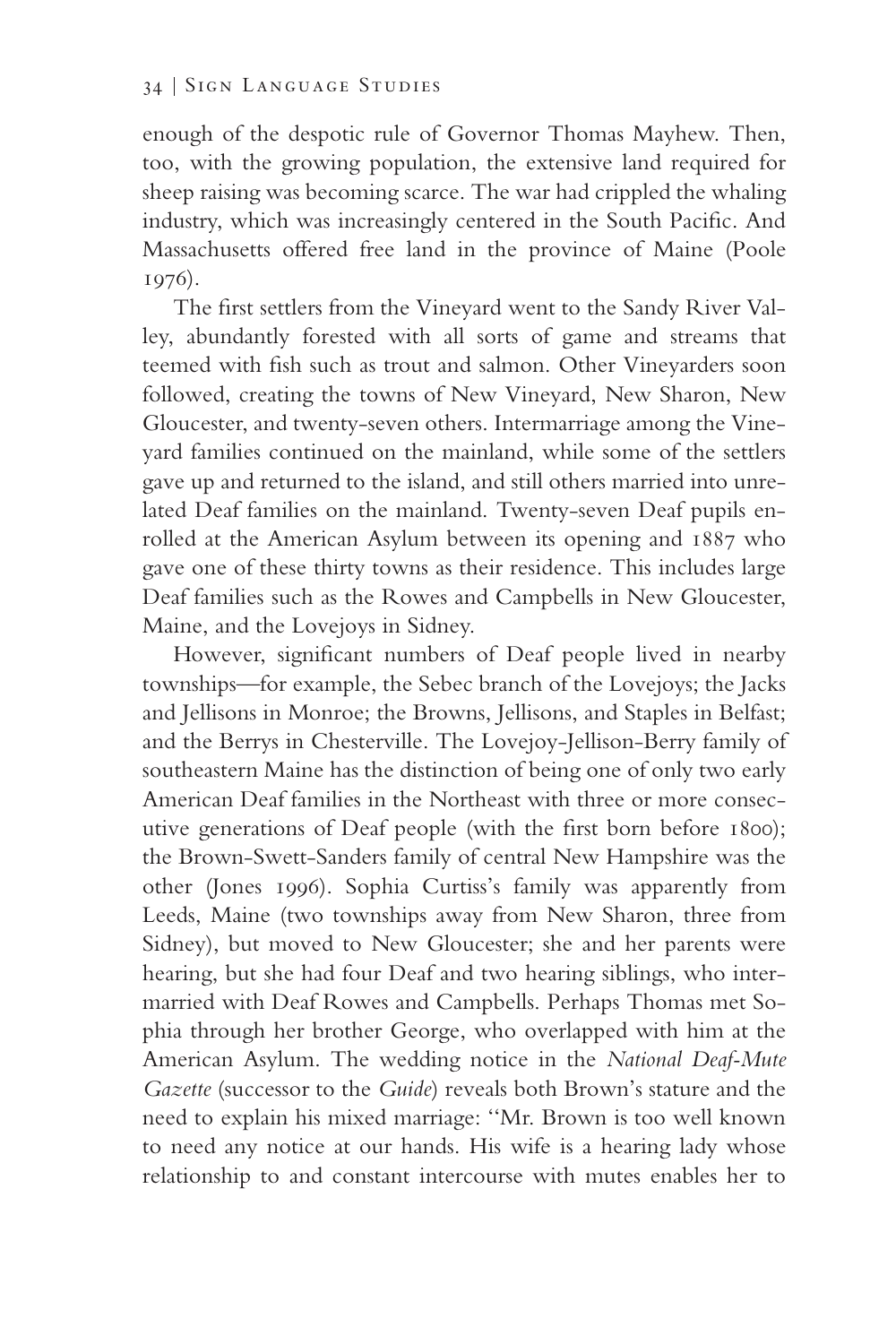enough of the despotic rule of Governor Thomas Mayhew. Then, too, with the growing population, the extensive land required for sheep raising was becoming scarce. The war had crippled the whaling industry, which was increasingly centered in the South Pacific. And Massachusetts offered free land in the province of Maine (Poole 1976).

The first settlers from the Vineyard went to the Sandy River Valley, abundantly forested with all sorts of game and streams that teemed with fish such as trout and salmon. Other Vineyarders soon followed, creating the towns of New Vineyard, New Sharon, New Gloucester, and twenty-seven others. Intermarriage among the Vineyard families continued on the mainland, while some of the settlers gave up and returned to the island, and still others married into unrelated Deaf families on the mainland. Twenty-seven Deaf pupils enrolled at the American Asylum between its opening and 1887 who gave one of these thirty towns as their residence. This includes large Deaf families such as the Rowes and Campbells in New Gloucester, Maine, and the Lovejoys in Sidney.

However, significant numbers of Deaf people lived in nearby townships—for example, the Sebec branch of the Lovejoys; the Jacks and Jellisons in Monroe; the Browns, Jellisons, and Staples in Belfast; and the Berrys in Chesterville. The Lovejoy-Jellison-Berry family of southeastern Maine has the distinction of being one of only two early American Deaf families in the Northeast with three or more consecutive generations of Deaf people (with the first born before 1800); the Brown-Swett-Sanders family of central New Hampshire was the other (Jones 1996). Sophia Curtiss's family was apparently from Leeds, Maine (two townships away from New Sharon, three from Sidney), but moved to New Gloucester; she and her parents were hearing, but she had four Deaf and two hearing siblings, who intermarried with Deaf Rowes and Campbells. Perhaps Thomas met Sophia through her brother George, who overlapped with him at the American Asylum. The wedding notice in the *National Deaf-Mute Gazette* (successor to the *Guide*) reveals both Brown's stature and the need to explain his mixed marriage: "Mr. Brown is too well known to need any notice at our hands. His wife is a hearing lady whose relationship to and constant intercourse with mutes enables her to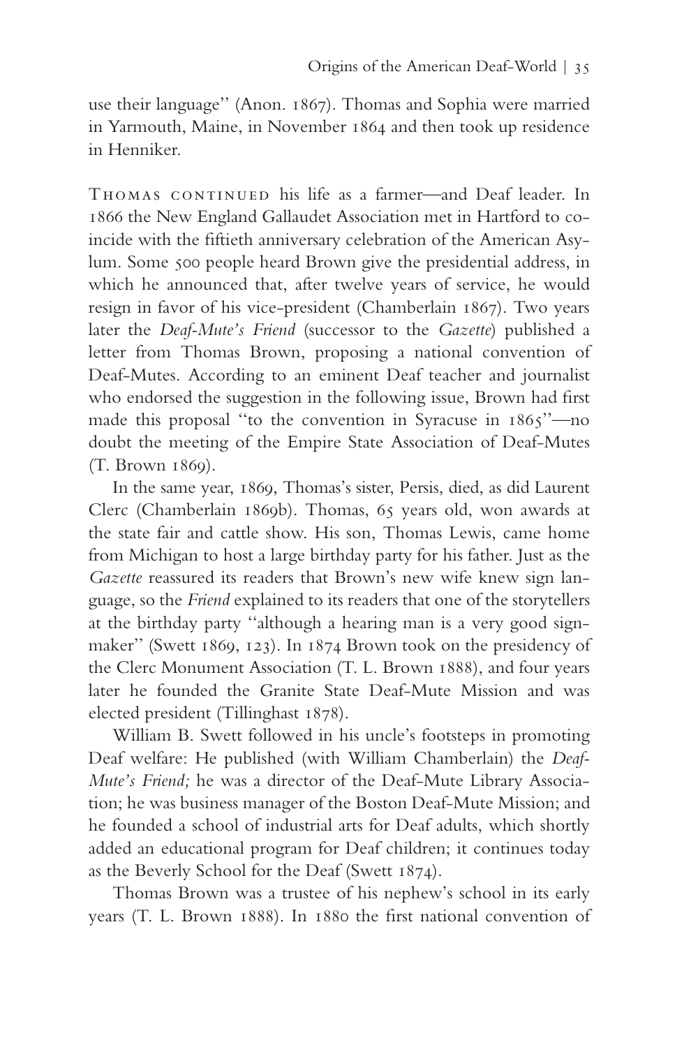use their language'' (Anon. 1867). Thomas and Sophia were married in Yarmouth, Maine, in November 1864 and then took up residence in Henniker.

THOMAS CONTINUED his life as a farmer—and Deaf leader. In 1866 the New England Gallaudet Association met in Hartford to coincide with the fiftieth anniversary celebration of the American Asylum. Some 500 people heard Brown give the presidential address, in which he announced that, after twelve years of service, he would resign in favor of his vice-president (Chamberlain 1867). Two years later the *Deaf-Mute's Friend* (successor to the *Gazette*) published a letter from Thomas Brown, proposing a national convention of Deaf-Mutes. According to an eminent Deaf teacher and journalist who endorsed the suggestion in the following issue, Brown had first made this proposal ''to the convention in Syracuse in 1865''—no doubt the meeting of the Empire State Association of Deaf-Mutes (T. Brown 1869).

In the same year, 1869, Thomas's sister, Persis, died, as did Laurent Clerc (Chamberlain 1869b). Thomas, 65 years old, won awards at the state fair and cattle show. His son, Thomas Lewis, came home from Michigan to host a large birthday party for his father. Just as the *Gazette* reassured its readers that Brown's new wife knew sign language, so the *Friend* explained to its readers that one of the storytellers at the birthday party ''although a hearing man is a very good sign-maker'' (Swett 1869, 123). In 1874 Brown took on the presidency of the Clerc Monument Association (T. L. Brown 1888), and four years later he founded the Granite State Deaf-Mute Mission and was elected president (Tillinghast 1878).

William B. Swett followed in his uncle's footsteps in promoting Deaf welfare: He published (with William Chamberlain) the *Deaf-Mute's Friend;* he was a director of the Deaf-Mute Library Association; he was business manager of the Boston Deaf-Mute Mission; and he founded a school of industrial arts for Deaf adults, which shortly added an educational program for Deaf children; it continues today as the Beverly School for the Deaf (Swett 1874).

Thomas Brown was a trustee of his nephew's school in its early years (T. L. Brown 1888). In 1880 the first national convention of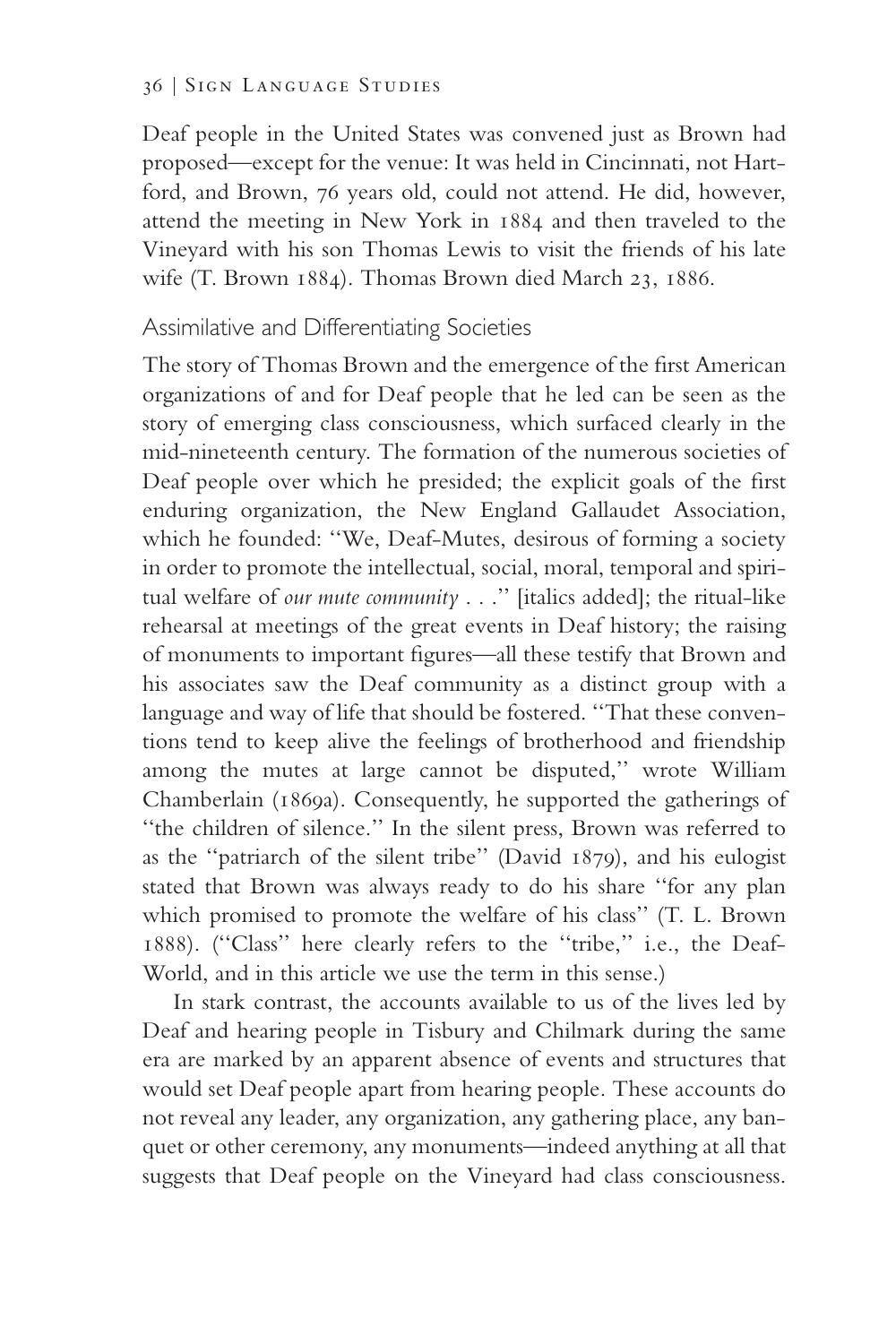Deaf people in the United States was convened just as Brown had proposed—except for the venue: It was held in Cincinnati, not Hartford, and Brown, 76 years old, could not attend. He did, however, attend the meeting in New York in 1884 and then traveled to the Vineyard with his son Thomas Lewis to visit the friends of his late wife (T. Brown 1884). Thomas Brown died March 23, 1886.

## Assimilative and Differentiating Societies

The story of Thomas Brown and the emergence of the first American organizations of and for Deaf people that he led can be seen as the story of emerging class consciousness, which surfaced clearly in the mid-nineteenth century. The formation of the numerous societies of Deaf people over which he presided; the explicit goals of the first enduring organization, the New England Gallaudet Association, which he founded: "We, Deaf-Mutes, desirous of forming a society in order to promote the intellectual, social, moral, temporal and spiritual welfare of *our mute community* . . ." [italics added]; the ritual-like rehearsal at meetings of the great events in Deaf history; the raising of monuments to important figures—all these testify that Brown and his associates saw the Deaf community as a distinct group with a language and way of life that should be fostered. "That these conventions tend to keep alive the feelings of brotherhood and friendship among the mutes at large cannot be disputed," wrote William Chamberlain (1869a). Consequently, he supported the gatherings of "the children of silence." In the silent press, Brown was referred to as the "patriarch of the silent tribe" (David 1879), and his eulogist stated that Brown was always ready to do his share "for any plan which promised to promote the welfare of his class" (T. L. Brown 1888). ("Class" here clearly refers to the "tribe," i.e., the Deaf-World, and in this article we use the term in this sense.)

In stark contrast, the accounts available to us of the lives led by Deaf and hearing people in Tisbury and Chilmark during the same era are marked by an apparent absence of events and structures that would set Deaf people apart from hearing people. These accounts do not reveal any leader, any organization, any gathering place, any banquet or other ceremony, any monuments—indeed anything at all that suggests that Deaf people on the Vineyard had class consciousness.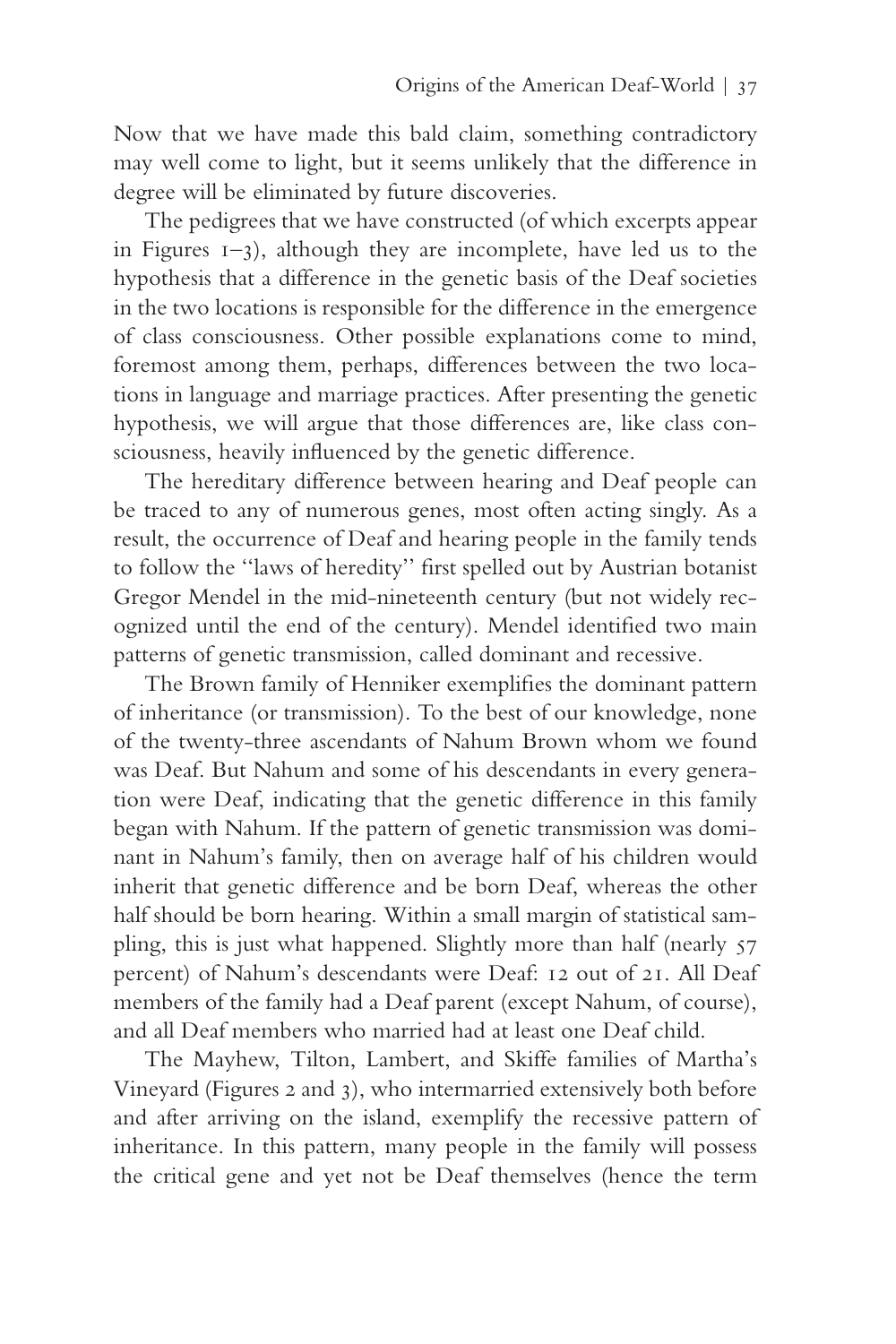Now that we have made this bald claim, something contradictory may well come to light, but it seems unlikely that the difference in degree will be eliminated by future discoveries.

The pedigrees that we have constructed (of which excerpts appear in Figures 1–3), although they are incomplete, have led us to the hypothesis that a difference in the genetic basis of the Deaf societies in the two locations is responsible for the difference in the emergence of class consciousness. Other possible explanations come to mind, foremost among them, perhaps, differences between the two locations in language and marriage practices. After presenting the genetic hypothesis, we will argue that those differences are, like class consciousness, heavily influenced by the genetic difference.

The hereditary difference between hearing and Deaf people can be traced to any of numerous genes, most often acting singly. As a result, the occurrence of Deaf and hearing people in the family tends to follow the "laws of heredity" first spelled out by Austrian botanist Gregor Mendel in the mid-nineteenth century (but not widely recognized until the end of the century). Mendel identified two main patterns of genetic transmission, called dominant and recessive.

The Brown family of Henniker exemplifies the dominant pattern of inheritance (or transmission). To the best of our knowledge, none of the twenty-three ascendants of Nahum Brown whom we found was Deaf. But Nahum and some of his descendants in every generation were Deaf, indicating that the genetic difference in this family began with Nahum. If the pattern of genetic transmission was dominant in Nahum's family, then on average half of his children would inherit that genetic difference and be born Deaf, whereas the other half should be born hearing. Within a small margin of statistical sampling, this is just what happened. Slightly more than half (nearly 57 percent) of Nahum's descendants were Deaf: 12 out of 21. All Deaf members of the family had a Deaf parent (except Nahum, of course), and all Deaf members who married had at least one Deaf child.

The Mayhew, Tilton, Lambert, and Skiffe families of Martha's Vineyard (Figures 2 and 3), who intermarried extensively both before and after arriving on the island, exemplify the recessive pattern of inheritance. In this pattern, many people in the family will possess the critical gene and yet not be Deaf themselves (hence the term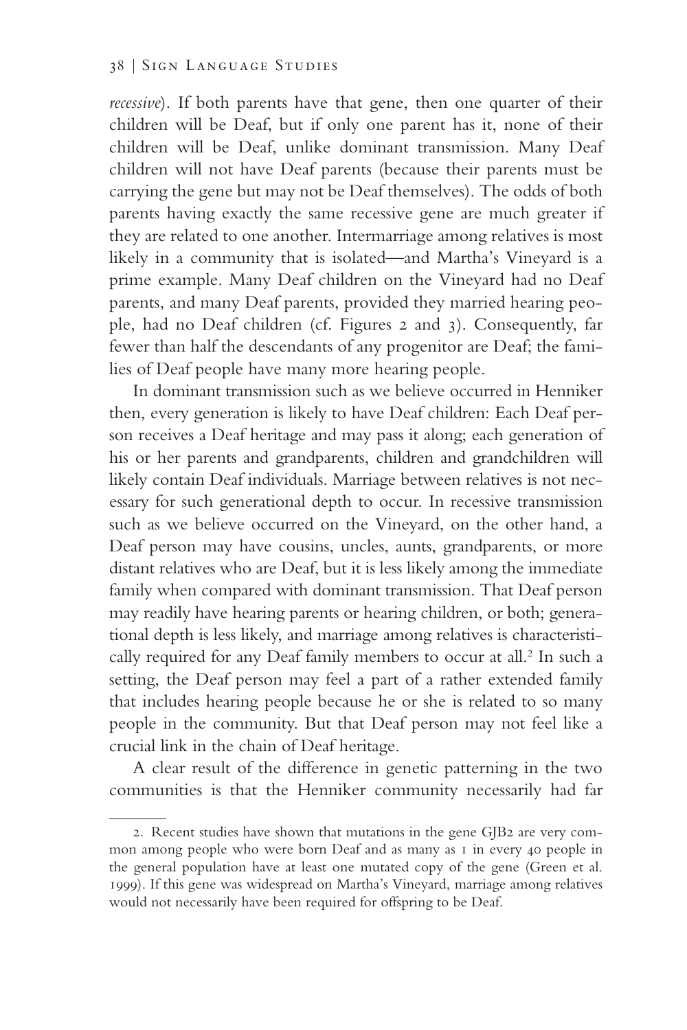*recessive*). If both parents have that gene, then one quarter of their children will be Deaf, but if only one parent has it, none of their children will be Deaf, unlike dominant transmission. Many Deaf children will not have Deaf parents (because their parents must be carrying the gene but may not be Deaf themselves). The odds of both parents having exactly the same recessive gene are much greater if they are related to one another. Intermarriage among relatives is most likely in a community that is isolated—and Martha's Vineyard is a prime example. Many Deaf children on the Vineyard had no Deaf parents, and many Deaf parents, provided they married hearing people, had no Deaf children (cf. Figures 2 and 3). Consequently, far fewer than half the descendants of any progenitor are Deaf; the families of Deaf people have many more hearing people.

In dominant transmission such as we believe occurred in Henniker then, every generation is likely to have Deaf children: Each Deaf person receives a Deaf heritage and may pass it along; each generation of his or her parents and grandparents, children and grandchildren will likely contain Deaf individuals. Marriage between relatives is not necessary for such generational depth to occur. In recessive transmission such as we believe occurred on the Vineyard, on the other hand, a Deaf person may have cousins, uncles, aunts, grandparents, or more distant relatives who are Deaf, but it is less likely among the immediate family when compared with dominant transmission. That Deaf person may readily have hearing parents or hearing children, or both; generational depth is less likely, and marriage among relatives is characteristically required for any Deaf family members to occur at all.[2] In such a setting, the Deaf person may feel a part of a rather extended family that includes hearing people because he or she is related to so many people in the community. But that Deaf person may not feel like a crucial link in the chain of Deaf heritage.

A clear result of the difference in genetic patterning in the two communities is that the Henniker community necessarily had far

---

2. Recent studies have shown that mutations in the gene GJB2 are very common among people who were born Deaf and as many as 1 in every 40 people in the general population have at least one mutated copy of the gene (Green et al. 1999). If this gene was widespread on Martha's Vineyard, marriage among relatives would not necessarily have been required for offspring to be Deaf.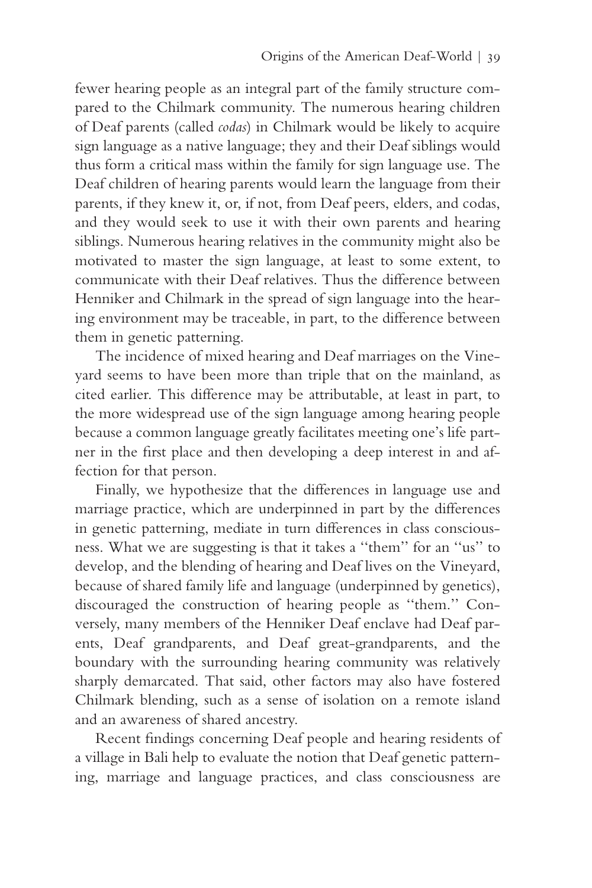fewer hearing people as an integral part of the family structure compared to the Chilmark community. The numerous hearing children of Deaf parents (called *codas*) in Chilmark would be likely to acquire sign language as a native language; they and their Deaf siblings would thus form a critical mass within the family for sign language use. The Deaf children of hearing parents would learn the language from their parents, if they knew it, or, if not, from Deaf peers, elders, and codas, and they would seek to use it with their own parents and hearing siblings. Numerous hearing relatives in the community might also be motivated to master the sign language, at least to some extent, to communicate with their Deaf relatives. Thus the difference between Henniker and Chilmark in the spread of sign language into the hearing environment may be traceable, in part, to the difference between them in genetic patterning.

The incidence of mixed hearing and Deaf marriages on the Vineyard seems to have been more than triple that on the mainland, as cited earlier. This difference may be attributable, at least in part, to the more widespread use of the sign language among hearing people because a common language greatly facilitates meeting one's life partner in the first place and then developing a deep interest in and affection for that person.

Finally, we hypothesize that the differences in language use and marriage practice, which are underpinned in part by the differences in genetic patterning, mediate in turn differences in class consciousness. What we are suggesting is that it takes a ''them'' for an ''us'' to develop, and the blending of hearing and Deaf lives on the Vineyard, because of shared family life and language (underpinned by genetics), discouraged the construction of hearing people as ''them.'' Conversely, many members of the Henniker Deaf enclave had Deaf parents, Deaf grandparents, and Deaf great-grandparents, and the boundary with the surrounding hearing community was relatively sharply demarcated. That said, other factors may also have fostered Chilmark blending, such as a sense of isolation on a remote island and an awareness of shared ancestry.

Recent findings concerning Deaf people and hearing residents of a village in Bali help to evaluate the notion that Deaf genetic patterning, marriage and language practices, and class consciousness are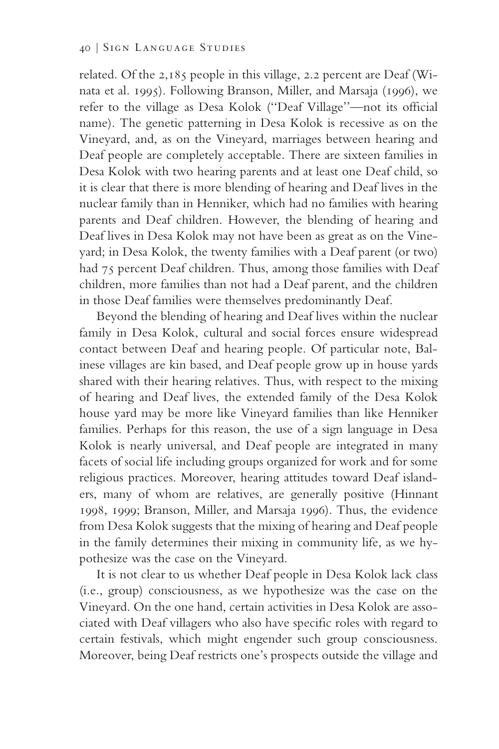related. Of the 2,185 people in this village, 2.2 percent are Deaf (Winata et al. 1995). Following Branson, Miller, and Marsaja (1996), we refer to the village as Desa Kolok ("Deaf Village"—not its official name). The genetic patterning in Desa Kolok is recessive as on the Vineyard, and, as on the Vineyard, marriages between hearing and Deaf people are completely acceptable. There are sixteen families in Desa Kolok with two hearing parents and at least one Deaf child, so it is clear that there is more blending of hearing and Deaf lives in the nuclear family than in Henniker, which had no families with hearing parents and Deaf children. However, the blending of hearing and Deaf lives in Desa Kolok may not have been as great as on the Vineyard; in Desa Kolok, the twenty families with a Deaf parent (or two) had 75 percent Deaf children. Thus, among those families with Deaf children, more families than not had a Deaf parent, and the children in those Deaf families were themselves predominantly Deaf.

Beyond the blending of hearing and Deaf lives within the nuclear family in Desa Kolok, cultural and social forces ensure widespread contact between Deaf and hearing people. Of particular note, Balinese villages are kin based, and Deaf people grow up in house yards shared with their hearing relatives. Thus, with respect to the mixing of hearing and Deaf lives, the extended family of the Desa Kolok house yard may be more like Vineyard families than like Henniker families. Perhaps for this reason, the use of a sign language in Desa Kolok is nearly universal, and Deaf people are integrated in many facets of social life including groups organized for work and for some religious practices. Moreover, hearing attitudes toward Deaf islanders, many of whom are relatives, are generally positive (Hinnant 1998, 1999; Branson, Miller, and Marsaja 1996). Thus, the evidence from Desa Kolok suggests that the mixing of hearing and Deaf people in the family determines their mixing in community life, as we hypothesize was the case on the Vineyard.

It is not clear to us whether Deaf people in Desa Kolok lack class (i.e., group) consciousness, as we hypothesize was the case on the Vineyard. On the one hand, certain activities in Desa Kolok are associated with Deaf villagers who also have specific roles with regard to certain festivals, which might engender such group consciousness. Moreover, being Deaf restricts one's prospects outside the village and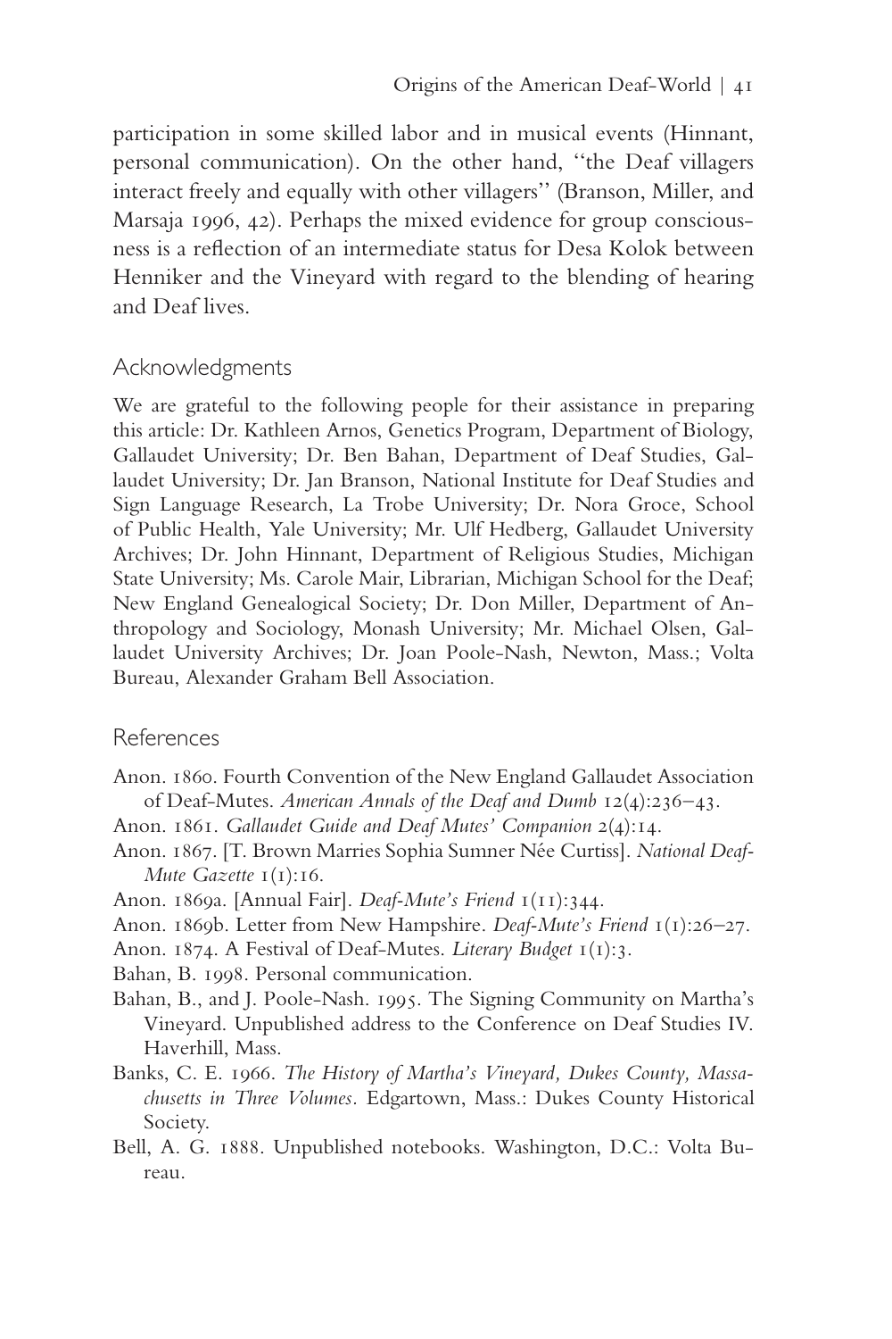participation in some skilled labor and in musical events (Hinnant, personal communication). On the other hand, "the Deaf villagers interact freely and equally with other villagers" (Branson, Miller, and Marsaja 1996, 42). Perhaps the mixed evidence for group consciousness is a reflection of an intermediate status for Desa Kolok between Henniker and the Vineyard with regard to the blending of hearing and Deaf lives.

## Acknowledgments

We are grateful to the following people for their assistance in preparing this article: Dr. Kathleen Arnos, Genetics Program, Department of Biology, Gallaudet University; Dr. Ben Bahan, Department of Deaf Studies, Gallaudet University; Dr. Jan Branson, National Institute for Deaf Studies and Sign Language Research, La Trobe University; Dr. Nora Groce, School of Public Health, Yale University; Mr. Ulf Hedberg, Gallaudet University Archives; Dr. John Hinnant, Department of Religious Studies, Michigan State University; Ms. Carole Mair, Librarian, Michigan School for the Deaf; New England Genealogical Society; Dr. Don Miller, Department of Anthropology and Sociology, Monash University; Mr. Michael Olsen, Gallaudet University Archives; Dr. Joan Poole-Nash, Newton, Mass.; Volta Bureau, Alexander Graham Bell Association.

## References

Anon. 1860. Fourth Convention of the New England Gallaudet Association of Deaf-Mutes. *American Annals of the Deaf and Dumb* 12(4):236–43.

Anon. 1861. *Gallaudet Guide and Deaf Mutes' Companion* 2(4):14.

Anon. 1867. [T. Brown Marries Sophia Sumner Née Curtiss]. *National Deaf-Mute Gazette* 1(1):16.

Anon. 1869a. [Annual Fair]. *Deaf-Mute's Friend* 1(11):344.

Anon. 1869b. Letter from New Hampshire. *Deaf-Mute's Friend* 1(1):26–27.

Anon. 1874. A Festival of Deaf-Mutes. *Literary Budget* 1(1):3.

Bahan, B. 1998. Personal communication.

Bahan, B., and J. Poole-Nash. 1995. The Signing Community on Martha's Vineyard. Unpublished address to the Conference on Deaf Studies IV. Haverhill, Mass.

Banks, C. E. 1966. *The History of Martha's Vineyard, Dukes County, Massachusetts in Three Volumes.* Edgartown, Mass.: Dukes County Historical Society.

Bell, A. G. 1888. Unpublished notebooks. Washington, D.C.: Volta Bureau.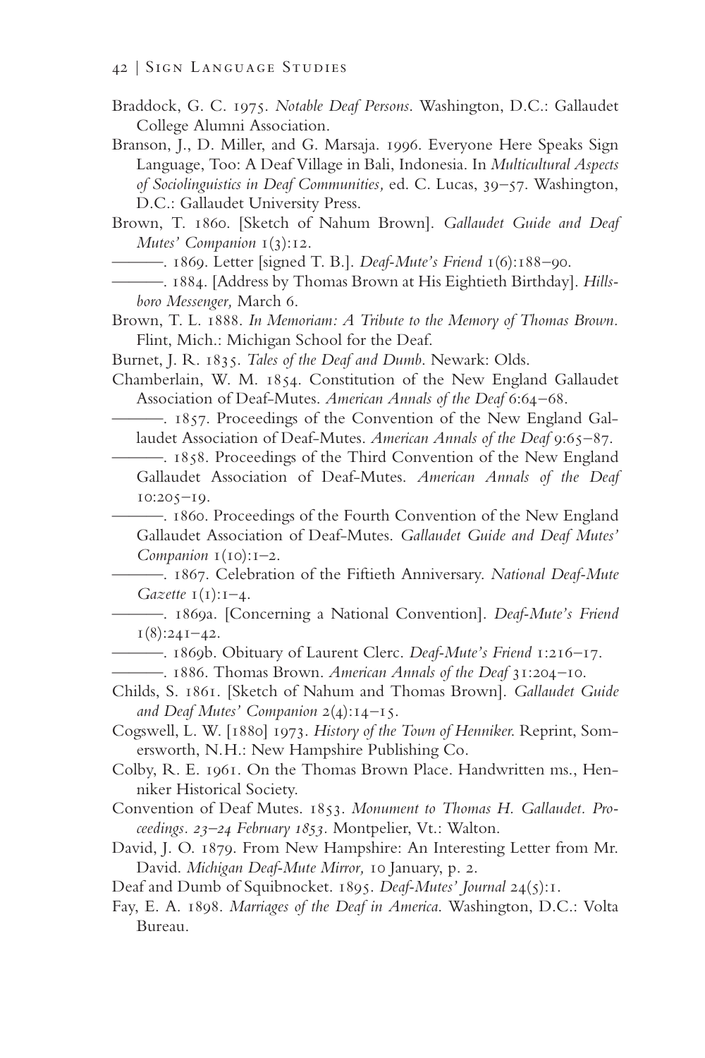Braddock, G. C. 1975. *Notable Deaf Persons*. Washington, D.C.: Gallaudet College Alumni Association.

Branson, J., D. Miller, and G. Marsaja. 1996. Everyone Here Speaks Sign Language, Too: A Deaf Village in Bali, Indonesia. In *Multicultural Aspects of Sociolinguistics in Deaf Communities,* ed. C. Lucas, 39–57. Washington, D.C.: Gallaudet University Press.

Brown, T. 1860. [Sketch of Nahum Brown]. *Gallaudet Guide and Deaf Mutes' Companion* 1(3):12.

———. 1869. Letter [signed T. B.]. *Deaf-Mute's Friend* 1(6):188–90.

———. 1884. [Address by Thomas Brown at His Eightieth Birthday]. *Hillsboro Messenger,* March 6.

Brown, T. L. 1888. *In Memoriam: A Tribute to the Memory of Thomas Brown.* Flint, Mich.: Michigan School for the Deaf.

Burnet, J. R. 1835. *Tales of the Deaf and Dumb*. Newark: Olds.

Chamberlain, W. M. 1854. Constitution of the New England Gallaudet Association of Deaf-Mutes. *American Annals of the Deaf* 6:64–68.

———. 1857. Proceedings of the Convention of the New England Gallaudet Association of Deaf-Mutes. *American Annals of the Deaf* 9:65–87.

———. 1858. Proceedings of the Third Convention of the New England Gallaudet Association of Deaf-Mutes. *American Annals of the Deaf* 10:205–19.

———. 1860. Proceedings of the Fourth Convention of the New England Gallaudet Association of Deaf-Mutes. *Gallaudet Guide and Deaf Mutes' Companion* 1(10):1–2.

———. 1867. Celebration of the Fiftieth Anniversary. *National Deaf-Mute Gazette* 1(1):1–4.

———. 1869a. [Concerning a National Convention]. *Deaf-Mute's Friend* 1(8):241–42.

———. 1869b. Obituary of Laurent Clerc. *Deaf-Mute's Friend* 1:216–17.

———. 1886. Thomas Brown. *American Annals of the Deaf* 31:204–10.

Childs, S. 1861. [Sketch of Nahum and Thomas Brown]. *Gallaudet Guide and Deaf Mutes' Companion* 2(4):14–15.

Cogswell, L. W. [1880] 1973. *History of the Town of Henniker*. Reprint, Somersworth, N.H.: New Hampshire Publishing Co.

Colby, R. E. 1961. On the Thomas Brown Place. Handwritten ms., Henniker Historical Society.

Convention of Deaf Mutes. 1853. *Monument to Thomas H. Gallaudet. Proceedings. 23–24 February 1853*. Montpelier, Vt.: Walton.

David, J. O. 1879. From New Hampshire: An Interesting Letter from Mr. David. *Michigan Deaf-Mute Mirror,* 10 January, p. 2.

Deaf and Dumb of Squibnocket. 1895. *Deaf-Mutes' Journal* 24(5):1.

Fay, E. A. 1898. *Marriages of the Deaf in America*. Washington, D.C.: Volta Bureau.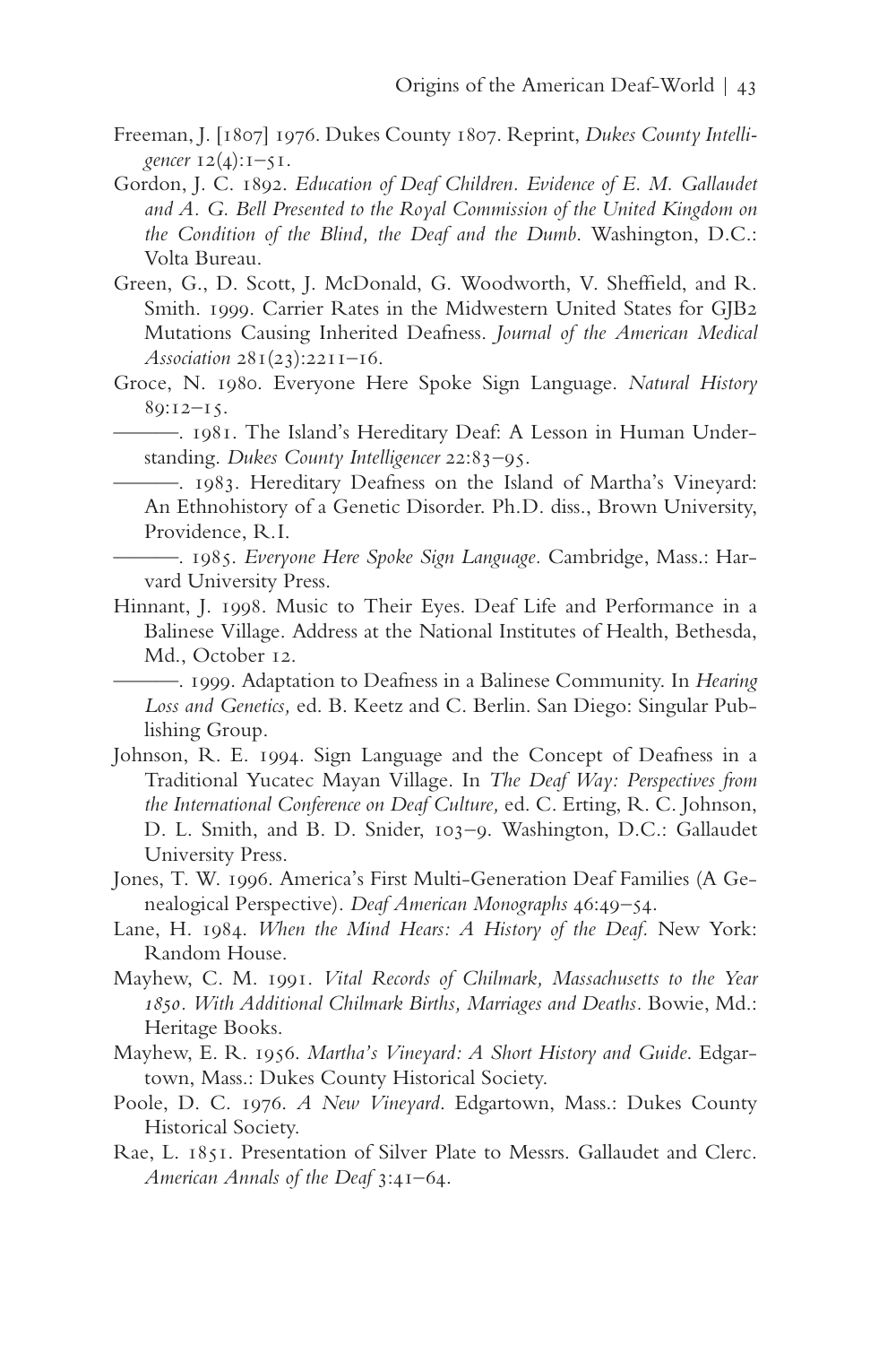Freeman, J. [1807] 1976. Dukes County 1807. Reprint, *Dukes County Intelligencer* 12(4):1–51.

Gordon, J. C. 1892. *Education of Deaf Children. Evidence of E. M. Gallaudet and A. G. Bell Presented to the Royal Commission of the United Kingdom on the Condition of the Blind, the Deaf and the Dumb*. Washington, D.C.: Volta Bureau.

Green, G., D. Scott, J. McDonald, G. Woodworth, V. Sheffield, and R. Smith. 1999. Carrier Rates in the Midwestern United States for GJB2 Mutations Causing Inherited Deafness. *Journal of the American Medical Association* 281(23):2211–16.

Groce, N. 1980. Everyone Here Spoke Sign Language. *Natural History* 89:12–15.

———. 1981. The Island's Hereditary Deaf: A Lesson in Human Understanding. *Dukes County Intelligencer* 22:83–95.

———. 1983. Hereditary Deafness on the Island of Martha's Vineyard: An Ethnohistory of a Genetic Disorder. Ph.D. diss., Brown University, Providence, R.I.

———. 1985. *Everyone Here Spoke Sign Language*. Cambridge, Mass.: Harvard University Press.

Hinnant, J. 1998. Music to Their Eyes. Deaf Life and Performance in a Balinese Village. Address at the National Institutes of Health, Bethesda, Md., October 12.

———. 1999. Adaptation to Deafness in a Balinese Community. In *Hearing Loss and Genetics,* ed. B. Keetz and C. Berlin. San Diego: Singular Publishing Group.

Johnson, R. E. 1994. Sign Language and the Concept of Deafness in a Traditional Yucatec Mayan Village. In *The Deaf Way: Perspectives from the International Conference on Deaf Culture,* ed. C. Erting, R. C. Johnson, D. L. Smith, and B. D. Snider, 103–9. Washington, D.C.: Gallaudet University Press.

Jones, T. W. 1996. America's First Multi-Generation Deaf Families (A Genealogical Perspective). *Deaf American Monographs* 46:49–54.

Lane, H. 1984. *When the Mind Hears: A History of the Deaf.* New York: Random House.

Mayhew, C. M. 1991. *Vital Records of Chilmark, Massachusetts to the Year 1850. With Additional Chilmark Births, Marriages and Deaths*. Bowie, Md.: Heritage Books.

Mayhew, E. R. 1956. *Martha's Vineyard: A Short History and Guide*. Edgartown, Mass.: Dukes County Historical Society.

Poole, D. C. 1976. *A New Vineyard*. Edgartown, Mass.: Dukes County Historical Society.

Rae, L. 1851. Presentation of Silver Plate to Messrs. Gallaudet and Clerc. *American Annals of the Deaf* 3:41–64.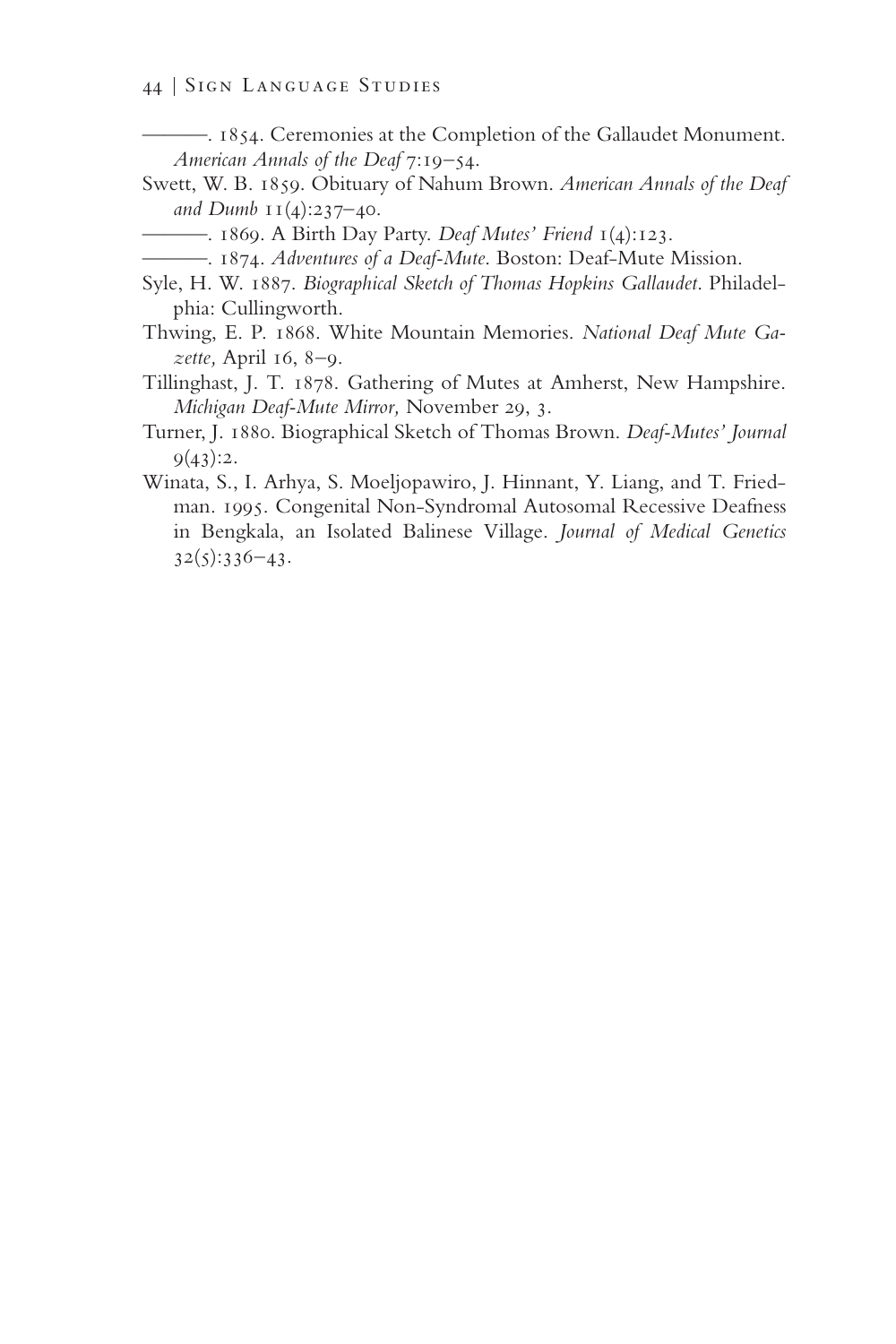———. 1854. Ceremonies at the Completion of the Gallaudet Monument. *American Annals of the Deaf* 7:19–54.

Swett, W. B. 1859. Obituary of Nahum Brown. *American Annals of the Deaf and Dumb* 11(4):237–40.

———. 1869. A Birth Day Party. *Deaf Mutes' Friend* 1(4):123.

———. 1874. *Adventures of a Deaf-Mute*. Boston: Deaf-Mute Mission.

Syle, H. W. 1887. *Biographical Sketch of Thomas Hopkins Gallaudet*. Philadelphia: Cullingworth.

Thwing, E. P. 1868. White Mountain Memories. *National Deaf Mute Gazette,* April 16, 8–9.

Tillinghast, J. T. 1878. Gathering of Mutes at Amherst, New Hampshire. *Michigan Deaf-Mute Mirror,* November 29, 3.

Turner, J. 1880. Biographical Sketch of Thomas Brown. *Deaf-Mutes' Journal* 9(43):2.

Winata, S., I. Arhya, S. Moeljopawiro, J. Hinnant, Y. Liang, and T. Friedman. 1995. Congenital Non-Syndromal Autosomal Recessive Deafness in Bengkala, an Isolated Balinese Village. *Journal of Medical Genetics* 32(5):336–43.